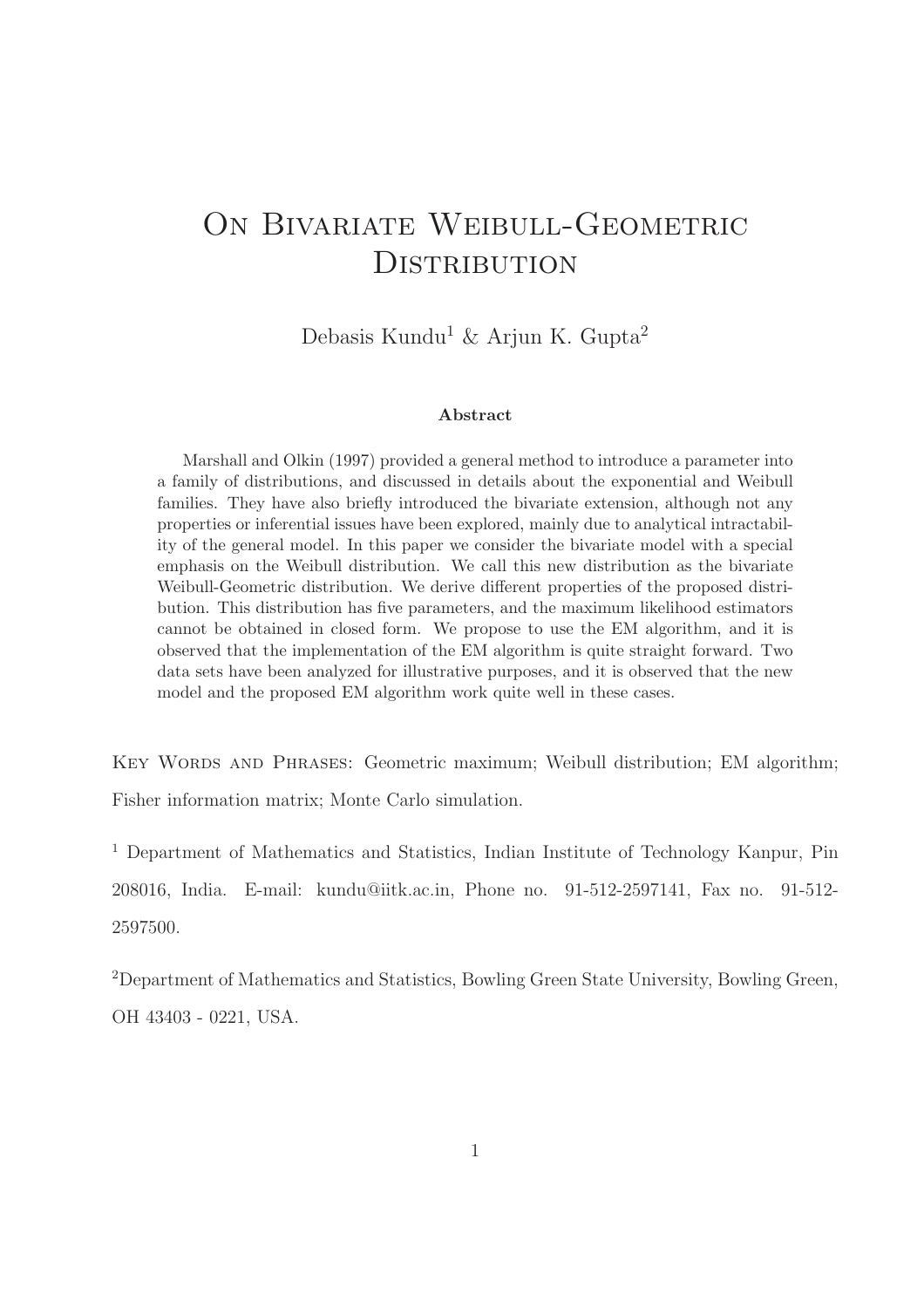# On Bivariate Weibull-Geometric Distribution

Debasis Kundu[1] & Arjun K. Gupta[2]

**Abstract**

Marshall and Olkin (1997) provided a general method to introduce a parameter into a family of distributions, and discussed in details about the exponential and Weibull families. They have also briefly introduced the bivariate extension, although not any properties or inferential issues have been explored, mainly due to analytical intractability of the general model. In this paper we consider the bivariate model with a special emphasis on the Weibull distribution. We call this new distribution as the bivariate Weibull-Geometric distribution. We derive different properties of the proposed distribution. This distribution has five parameters, and the maximum likelihood estimators cannot be obtained in closed form. We propose to use the EM algorithm, and it is observed that the implementation of the EM algorithm is quite straight forward. Two data sets have been analyzed for illustrative purposes, and it is observed that the new model and the proposed EM algorithm work quite well in these cases.

Key Words and Phrases: Geometric maximum; Weibull distribution; EM algorithm; Fisher information matrix; Monte Carlo simulation.

[1] Department of Mathematics and Statistics, Indian Institute of Technology Kanpur, Pin 208016, India. E-mail: kundu@iitk.ac.in, Phone no. 91-512-2597141, Fax no. 91-512-2597500.

[2] Department of Mathematics and Statistics, Bowling Green State University, Bowling Green, OH 43403 - 0221, USA.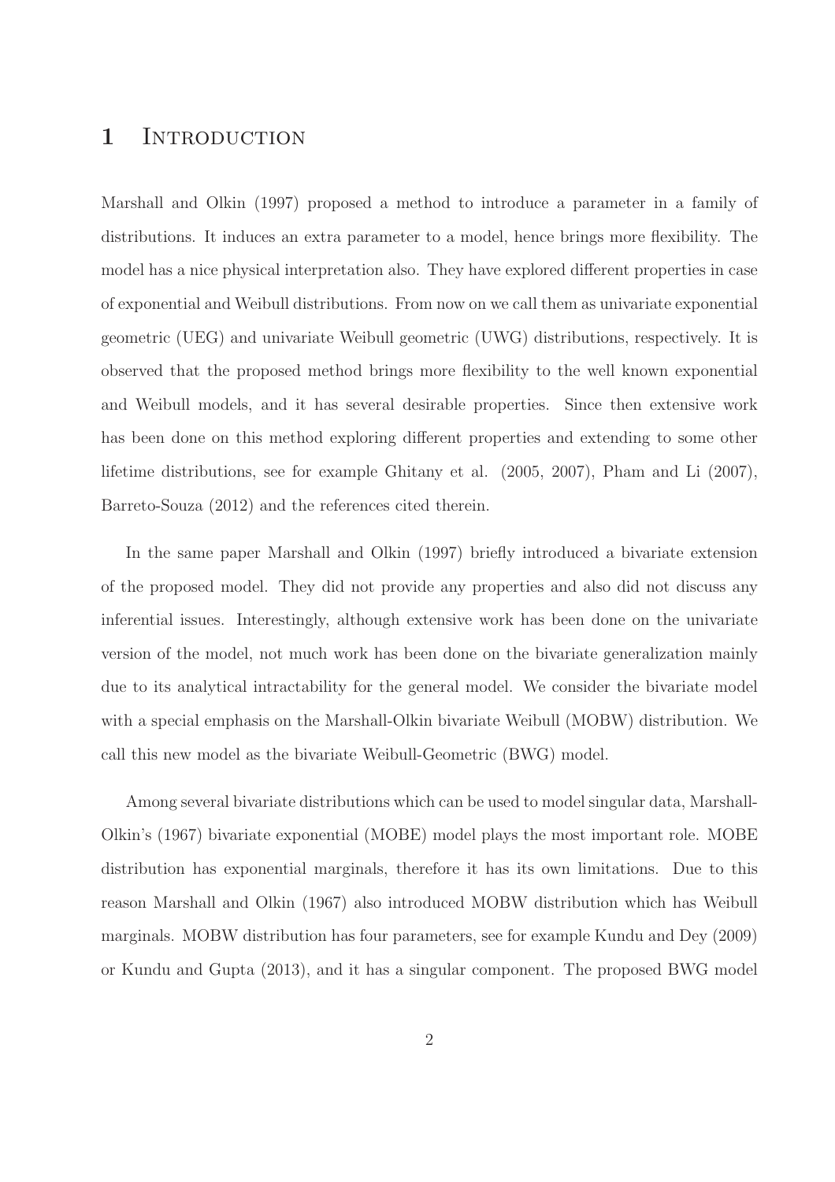# 1 Introduction

Marshall and Olkin (1997) proposed a method to introduce a parameter in a family of distributions. It induces an extra parameter to a model, hence brings more flexibility. The model has a nice physical interpretation also. They have explored different properties in case of exponential and Weibull distributions. From now on we call them as univariate exponential geometric (UEG) and univariate Weibull geometric (UWG) distributions, respectively. It is observed that the proposed method brings more flexibility to the well known exponential and Weibull models, and it has several desirable properties. Since then extensive work has been done on this method exploring different properties and extending to some other lifetime distributions, see for example Ghitany et al. (2005, 2007), Pham and Li (2007), Barreto-Souza (2012) and the references cited therein.

In the same paper Marshall and Olkin (1997) briefly introduced a bivariate extension of the proposed model. They did not provide any properties and also did not discuss any inferential issues. Interestingly, although extensive work has been done on the univariate version of the model, not much work has been done on the bivariate generalization mainly due to its analytical intractability for the general model. We consider the bivariate model with a special emphasis on the Marshall-Olkin bivariate Weibull (MOBW) distribution. We call this new model as the bivariate Weibull-Geometric (BWG) model.

Among several bivariate distributions which can be used to model singular data, Marshall-Olkin's (1967) bivariate exponential (MOBE) model plays the most important role. MOBE distribution has exponential marginals, therefore it has its own limitations. Due to this reason Marshall and Olkin (1967) also introduced MOBW distribution which has Weibull marginals. MOBW distribution has four parameters, see for example Kundu and Dey (2009) or Kundu and Gupta (2013), and it has a singular component. The proposed BWG model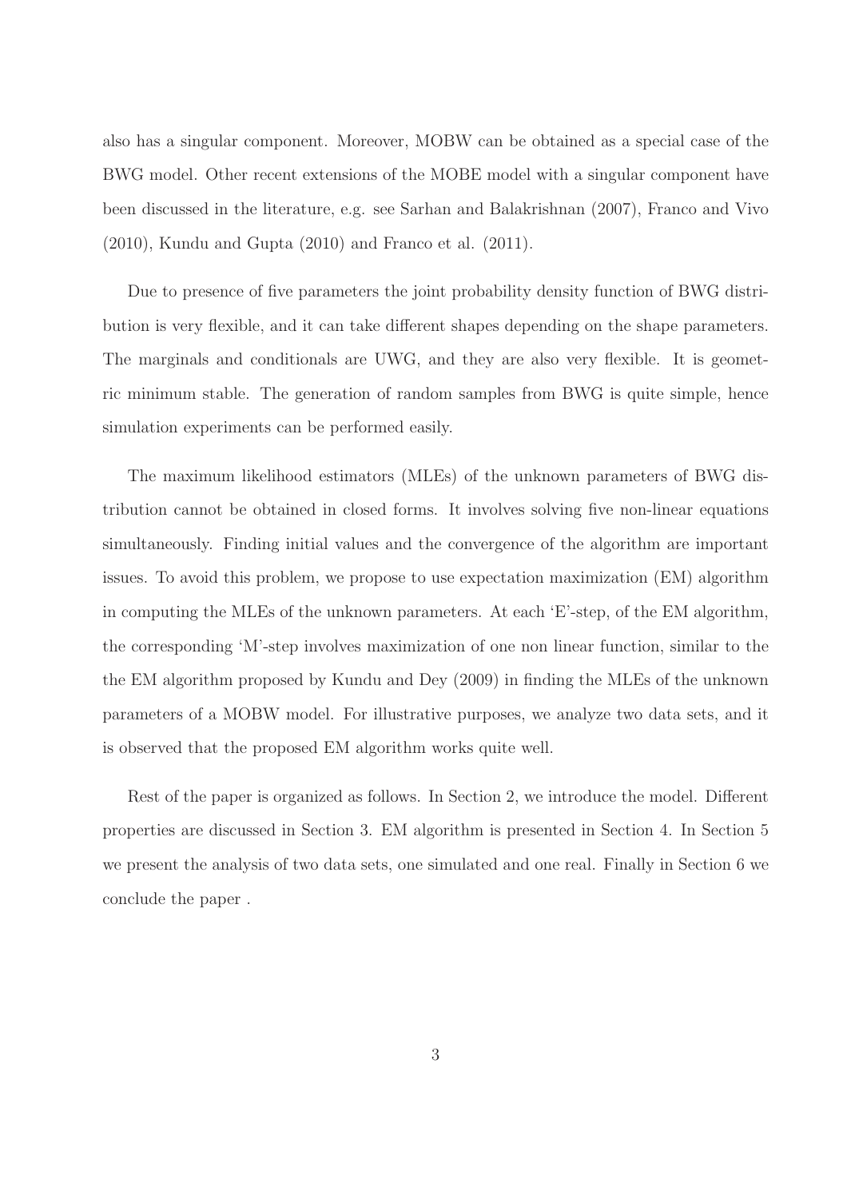also has a singular component. Moreover, MOBW can be obtained as a special case of the BWG model. Other recent extensions of the MOBE model with a singular component have been discussed in the literature, e.g. see Sarhan and Balakrishnan (2007), Franco and Vivo (2010), Kundu and Gupta (2010) and Franco et al. (2011).

Due to presence of five parameters the joint probability density function of BWG distribution is very flexible, and it can take different shapes depending on the shape parameters. The marginals and conditionals are UWG, and they are also very flexible. It is geometric minimum stable. The generation of random samples from BWG is quite simple, hence simulation experiments can be performed easily.

The maximum likelihood estimators (MLEs) of the unknown parameters of BWG distribution cannot be obtained in closed forms. It involves solving five non-linear equations simultaneously. Finding initial values and the convergence of the algorithm are important issues. To avoid this problem, we propose to use expectation maximization (EM) algorithm in computing the MLEs of the unknown parameters. At each 'E'-step, of the EM algorithm, the corresponding 'M'-step involves maximization of one non linear function, similar to the the EM algorithm proposed by Kundu and Dey (2009) in finding the MLEs of the unknown parameters of a MOBW model. For illustrative purposes, we analyze two data sets, and it is observed that the proposed EM algorithm works quite well.

Rest of the paper is organized as follows. In Section 2, we introduce the model. Different properties are discussed in Section 3. EM algorithm is presented in Section 4. In Section 5 we present the analysis of two data sets, one simulated and one real. Finally in Section 6 we conclude the paper .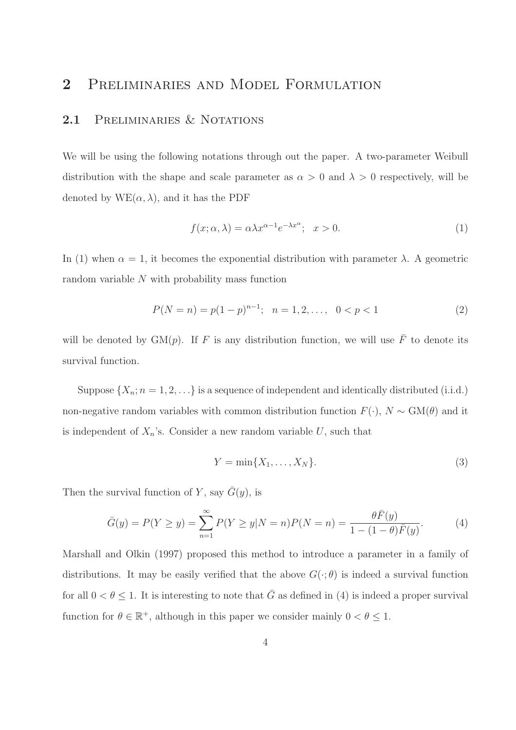# 2 Preliminaries and Model Formulation

## 2.1 Preliminaries & Notations

We will be using the following notations through out the paper. A two-parameter Weibull distribution with the shape and scale parameter as $\alpha > 0$ and $\lambda > 0$ respectively, will be denoted by $\text{WE}(\alpha, \lambda)$, and it has the PDF

$$f(x; \alpha, \lambda) = \alpha \lambda x^{\alpha - 1} e^{-\lambda x^{\alpha}}; \quad x > 0. \tag{1}$$

In (1) when $\alpha = 1$, it becomes the exponential distribution with parameter $\lambda$. A geometric random variable $N$ with probability mass function

$$P(N = n) = p(1-p)^{n-1}; \quad n = 1, 2, \ldots, \quad 0 < p < 1 \tag{2}$$

will be denoted by $\text{GM}(p)$. If $F$ is any distribution function, we will use $\bar{F}$ to denote its survival function.

Suppose $\{X_n; n = 1, 2, \ldots\}$ is a sequence of independent and identically distributed (i.i.d.) non-negative random variables with common distribution function $F(\cdot)$, $N \sim \text{GM}(\theta)$ and it is independent of $X_n$'s. Consider a new random variable $U$, such that

$$Y = \min\{X_1, \ldots, X_N\}. \tag{3}$$

Then the survival function of $Y$, say $\bar{G}(y)$, is

$$\bar{G}(y) = P(Y \geq y) = \sum_{n=1}^{\infty} P(Y \geq y | N = n) P(N = n) = \frac{\theta \bar{F}(y)}{1 - (1-\theta)\bar{F}(y)}. \tag{4}$$

Marshall and Olkin (1997) proposed this method to introduce a parameter in a family of distributions. It may be easily verified that the above $G(\cdot; \theta)$ is indeed a survival function for all $0 < \theta \leq 1$. It is interesting to note that $\bar{G}$ as defined in (4) is indeed a proper survival function for $\theta \in \mathbb{R}^+$, although in this paper we consider mainly $0 < \theta \leq 1$.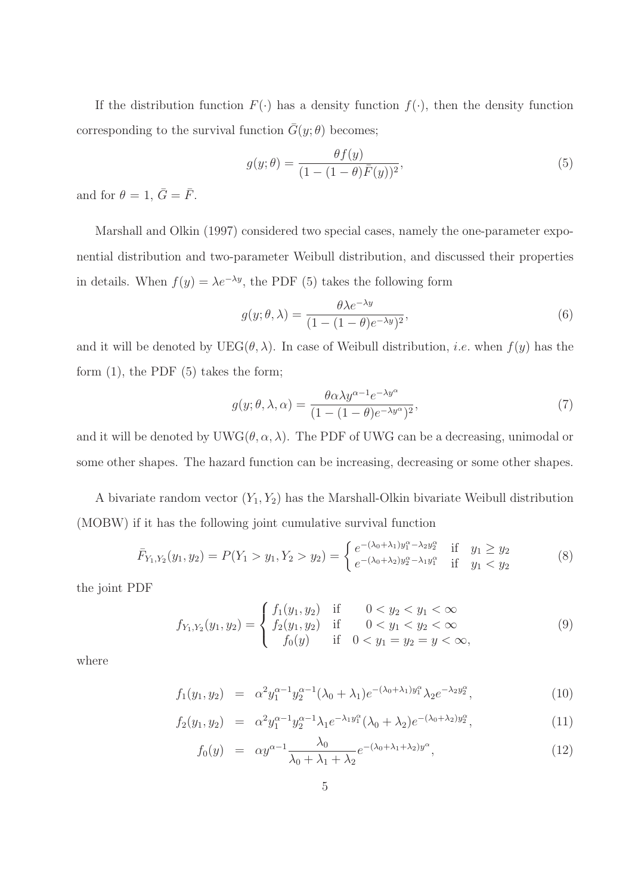If the distribution function $F(\cdot)$ has a density function $f(\cdot)$, then the density function corresponding to the survival function $\bar{G}(y;\theta)$ becomes;

$$g(y;\theta) = \frac{\theta f(y)}{(1-(1-\theta)\bar{F}(y))^2}, \tag{5}$$

and for $\theta = 1$, $\bar{G} = \bar{F}$.

Marshall and Olkin (1997) considered two special cases, namely the one-parameter exponential distribution and two-parameter Weibull distribution, and discussed their properties in details. When $f(y) = \lambda e^{-\lambda y}$, the PDF (5) takes the following form

$$g(y;\theta,\lambda) = \frac{\theta \lambda e^{-\lambda y}}{(1-(1-\theta)e^{-\lambda y})^2}, \tag{6}$$

and it will be denoted by UEG$(\theta, \lambda)$. In case of Weibull distribution, *i.e.* when $f(y)$ has the form (1), the PDF (5) takes the form;

$$g(y;\theta,\lambda,\alpha) = \frac{\theta \alpha \lambda y^{\alpha-1} e^{-\lambda y^{\alpha}}}{(1-(1-\theta)e^{-\lambda y^{\alpha}})^2}, \tag{7}$$

and it will be denoted by UWG$(\theta, \alpha, \lambda)$. The PDF of UWG can be a decreasing, unimodal or some other shapes. The hazard function can be increasing, decreasing or some other shapes.

A bivariate random vector $(Y_1, Y_2)$ has the Marshall-Olkin bivariate Weibull distribution (MOBW) if it has the following joint cumulative survival function

$$\bar{F}_{Y_1,Y_2}(y_1,y_2) = P(Y_1 > y_1, Y_2 > y_2) = \begin{cases} e^{-(\lambda_0+\lambda_1)y_1^{\alpha} - \lambda_2 y_2^{\alpha}} & \text{if} \quad y_1 \geq y_2 \\ e^{-(\lambda_0+\lambda_2)y_2^{\alpha} - \lambda_1 y_1^{\alpha}} & \text{if} \quad y_1 < y_2 \end{cases} \tag{8}$$

the joint PDF

$$f_{Y_1,Y_2}(y_1,y_2) = \begin{cases} f_1(y_1,y_2) & \text{if} \quad 0 < y_2 < y_1 < \infty \\ f_2(y_1,y_2) & \text{if} \quad 0 < y_1 < y_2 < \infty \\ f_0(y) & \text{if} \quad 0 < y_1 = y_2 = y < \infty, \end{cases} \tag{9}$$

where

$$f_1(y_1,y_2) = \alpha^2 y_1^{\alpha-1} y_2^{\alpha-1} (\lambda_0+\lambda_1) e^{-(\lambda_0+\lambda_1)y_1^{\alpha}} \lambda_2 e^{-\lambda_2 y_2^{\alpha}}, \tag{10}$$

$$f_2(y_1,y_2) = \alpha^2 y_1^{\alpha-1} y_2^{\alpha-1} \lambda_1 e^{-\lambda_1 y_1^{\alpha}} (\lambda_0+\lambda_2) e^{-(\lambda_0+\lambda_2)y_2^{\alpha}}, \tag{11}$$

$$f_0(y) = \alpha y^{\alpha-1} \frac{\lambda_0}{\lambda_0+\lambda_1+\lambda_2} e^{-(\lambda_0+\lambda_1+\lambda_2)y^{\alpha}}, \tag{12}$$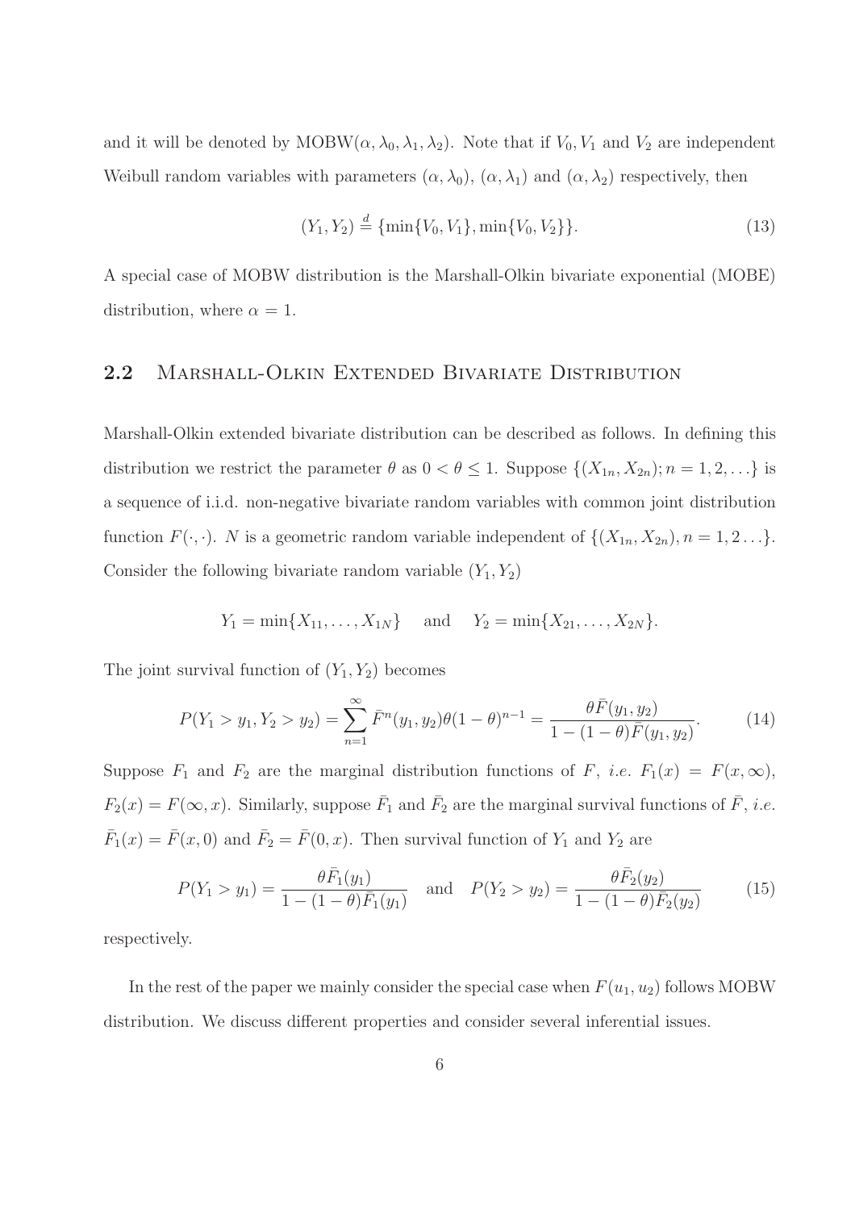and it will be denoted by $\text{MOBW}(\alpha, \lambda_0, \lambda_1, \lambda_2)$. Note that if $V_0, V_1$ and $V_2$ are independent Weibull random variables with parameters $(\alpha, \lambda_0)$, $(\alpha, \lambda_1)$ and $(\alpha, \lambda_2)$ respectively, then

$$(Y_1, Y_2) \stackrel{d}{=} \{\min\{V_0, V_1\}, \min\{V_0, V_2\}\}. \tag{13}$$

A special case of MOBW distribution is the Marshall-Olkin bivariate exponential (MOBE) distribution, where $\alpha = 1$.

## 2.2 Marshall-Olkin Extended Bivariate Distribution

Marshall-Olkin extended bivariate distribution can be described as follows. In defining this distribution we restrict the parameter $\theta$ as $0 < \theta \leq 1$. Suppose $\{(X_{1n}, X_{2n}); n = 1, 2, \ldots\}$ is a sequence of i.i.d. non-negative bivariate random variables with common joint distribution function $F(\cdot, \cdot)$. $N$ is a geometric random variable independent of $\{(X_{1n}, X_{2n}), n = 1, 2 \ldots\}$. Consider the following bivariate random variable $(Y_1, Y_2)$

$$Y_1 = \min\{X_{11}, \ldots, X_{1N}\} \quad \text{and} \quad Y_2 = \min\{X_{21}, \ldots, X_{2N}\}.$$

The joint survival function of $(Y_1, Y_2)$ becomes

$$P(Y_1 > y_1, Y_2 > y_2) = \sum_{n=1}^{\infty} \bar{F}^n(y_1, y_2)\theta(1-\theta)^{n-1} = \frac{\theta \bar{F}(y_1, y_2)}{1 - (1-\theta)\bar{F}(y_1, y_2)}. \tag{14}$$

Suppose $F_1$ and $F_2$ are the marginal distribution functions of $F$, *i.e.* $F_1(x) = F(x, \infty)$, $F_2(x) = F(\infty, x)$. Similarly, suppose $\bar{F}_1$ and $\bar{F}_2$ are the marginal survival functions of $\bar{F}$, *i.e.* $\bar{F}_1(x) = \bar{F}(x, 0)$ and $\bar{F}_2 = \bar{F}(0, x)$. Then survival function of $Y_1$ and $Y_2$ are

$$P(Y_1 > y_1) = \frac{\theta \bar{F}_1(y_1)}{1 - (1-\theta)\bar{F}_1(y_1)} \quad \text{and} \quad P(Y_2 > y_2) = \frac{\theta \bar{F}_2(y_2)}{1 - (1-\theta)\bar{F}_2(y_2)} \tag{15}$$

respectively.

In the rest of the paper we mainly consider the special case when $F(u_1, u_2)$ follows MOBW distribution. We discuss different properties and consider several inferential issues.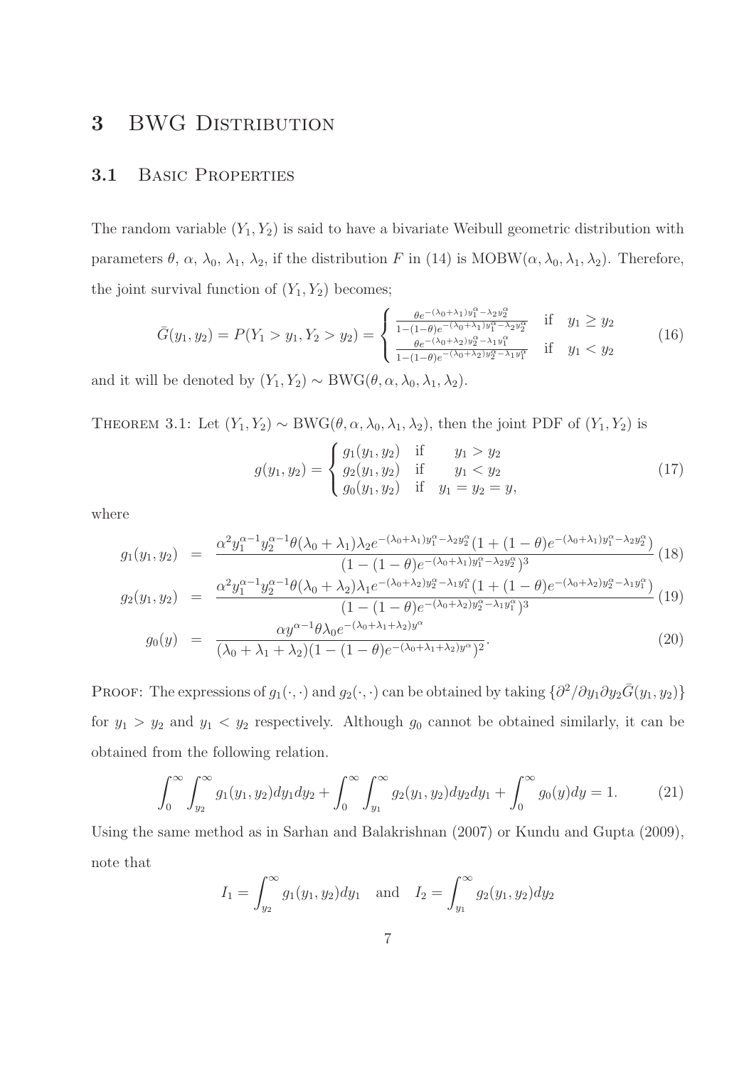# 3 BWG Distribution

## 3.1 Basic Properties

The random variable $(Y_1, Y_2)$ is said to have a bivariate Weibull geometric distribution with parameters $\theta$, $\alpha$, $\lambda_0$, $\lambda_1$, $\lambda_2$, if the distribution $F$ in (14) is MOBW$(\alpha, \lambda_0, \lambda_1, \lambda_2)$. Therefore, the joint survival function of $(Y_1, Y_2)$ becomes;

$$\bar{G}(y_1, y_2) = P(Y_1 > y_1, Y_2 > y_2) = \begin{cases} \frac{\theta e^{-(\lambda_0+\lambda_1)y_1^\alpha - \lambda_2 y_2^\alpha}}{1-(1-\theta)e^{-(\lambda_0+\lambda_1)y_1^\alpha - \lambda_2 y_2^\alpha}} & \text{if} \quad y_1 \geq y_2 \\ \frac{\theta e^{-(\lambda_0+\lambda_2)y_2^\alpha - \lambda_1 y_1^\alpha}}{1-(1-\theta)e^{-(\lambda_0+\lambda_2)y_2^\alpha - \lambda_1 y_1^\alpha}} & \text{if} \quad y_1 < y_2 \end{cases} \tag{16}$$

and it will be denoted by $(Y_1, Y_2) \sim \text{BWG}(\theta, \alpha, \lambda_0, \lambda_1, \lambda_2)$.

Theorem 3.1: Let $(Y_1, Y_2) \sim \text{BWG}(\theta, \alpha, \lambda_0, \lambda_1, \lambda_2)$, then the joint PDF of $(Y_1, Y_2)$ is

$$g(y_1, y_2) = \begin{cases} g_1(y_1, y_2) & \text{if} \quad y_1 > y_2 \\ g_2(y_1, y_2) & \text{if} \quad y_1 < y_2 \\ g_0(y_1, y_2) & \text{if} \quad y_1 = y_2 = y, \end{cases} \tag{17}$$

where

$$g_1(y_1, y_2) = \frac{\alpha^2 y_1^{\alpha-1} y_2^{\alpha-1} \theta(\lambda_0+\lambda_1)\lambda_2 e^{-(\lambda_0+\lambda_1)y_1^\alpha - \lambda_2 y_2^\alpha}(1+(1-\theta)e^{-(\lambda_0+\lambda_1)y_1^\alpha - \lambda_2 y_2^\alpha})}{(1-(1-\theta)e^{-(\lambda_0+\lambda_1)y_1^\alpha - \lambda_2 y_2^\alpha})^3} \tag{18}$$

$$g_2(y_1, y_2) = \frac{\alpha^2 y_1^{\alpha-1} y_2^{\alpha-1} \theta(\lambda_0+\lambda_2)\lambda_1 e^{-(\lambda_0+\lambda_2)y_2^\alpha - \lambda_1 y_1^\alpha}(1+(1-\theta)e^{-(\lambda_0+\lambda_2)y_2^\alpha - \lambda_1 y_1^\alpha})}{(1-(1-\theta)e^{-(\lambda_0+\lambda_2)y_2^\alpha - \lambda_1 y_1^\alpha})^3} \tag{19}$$

$$g_0(y) = \frac{\alpha y^{\alpha-1} \theta \lambda_0 e^{-(\lambda_0+\lambda_1+\lambda_2)y^\alpha}}{(\lambda_0+\lambda_1+\lambda_2)(1-(1-\theta)e^{-(\lambda_0+\lambda_1+\lambda_2)y^\alpha})^2}. \tag{20}$$

Proof: The expressions of $g_1(\cdot,\cdot)$ and $g_2(\cdot,\cdot)$ can be obtained by taking $\{\partial^2/\partial y_1 \partial y_2 \bar{G}(y_1, y_2)\}$ for $y_1 > y_2$ and $y_1 < y_2$ respectively. Although $g_0$ cannot be obtained similarly, it can be obtained from the following relation.

$$\int_0^\infty \int_{y_2}^\infty g_1(y_1, y_2) dy_1 dy_2 + \int_0^\infty \int_{y_1}^\infty g_2(y_1, y_2) dy_2 dy_1 + \int_0^\infty g_0(y) dy = 1. \tag{21}$$

Using the same method as in Sarhan and Balakrishnan (2007) or Kundu and Gupta (2009), note that

$$I_1 = \int_{y_2}^\infty g_1(y_1, y_2) dy_1 \quad \text{and} \quad I_2 = \int_{y_1}^\infty g_2(y_1, y_2) dy_2$$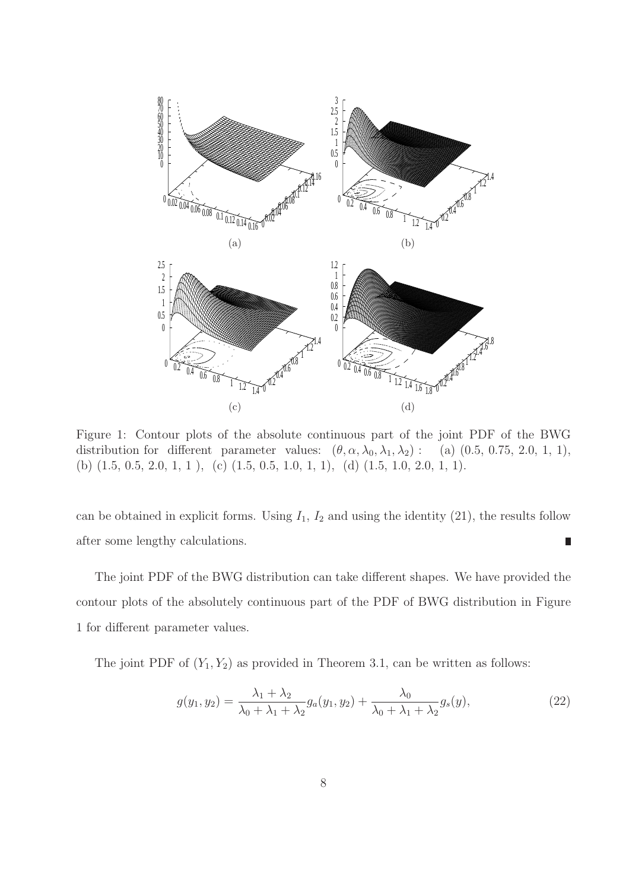Figure 1: Contour plots of the absolute continuous part of the joint PDF of the BWG distribution for different parameter values: $(\theta, \alpha, \lambda_0, \lambda_1, \lambda_2)$ : (a) (0.5, 0.75, 2.0, 1, 1), (b) (1.5, 0.5, 2.0, 1, 1 ), (c) (1.5, 0.5, 1.0, 1, 1), (d) (1.5, 1.0, 2.0, 1, 1).

can be obtained in explicit forms. Using $I_1$, $I_2$ and using the identity (21), the results follow after some lengthy calculations. ■

The joint PDF of the BWG distribution can take different shapes. We have provided the contour plots of the absolutely continuous part of the PDF of BWG distribution in Figure 1 for different parameter values.

The joint PDF of $(Y_1, Y_2)$ as provided in Theorem 3.1, can be written as follows:

$$g(y_1, y_2) = \frac{\lambda_1 + \lambda_2}{\lambda_0 + \lambda_1 + \lambda_2} g_a(y_1, y_2) + \frac{\lambda_0}{\lambda_0 + \lambda_1 + \lambda_2} g_s(y), \tag{22}$$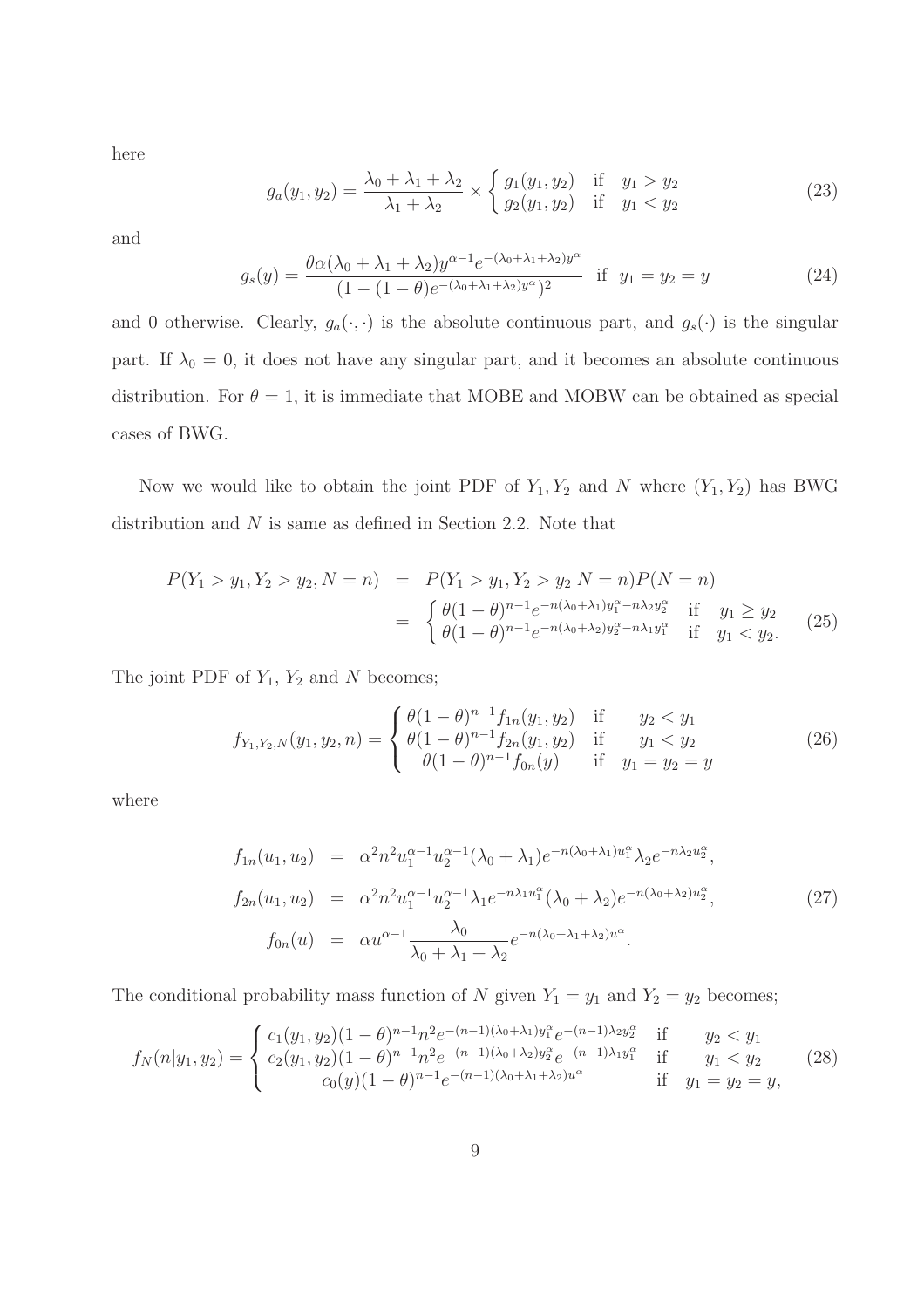here

$$g_a(y_1, y_2) = \frac{\lambda_0 + \lambda_1 + \lambda_2}{\lambda_1 + \lambda_2} \times \begin{cases} g_1(y_1, y_2) & \text{if} \quad y_1 > y_2 \\ g_2(y_1, y_2) & \text{if} \quad y_1 < y_2 \end{cases} \tag{23}$$

and

$$g_s(y) = \frac{\theta \alpha (\lambda_0 + \lambda_1 + \lambda_2) y^{\alpha - 1} e^{-(\lambda_0 + \lambda_1 + \lambda_2) y^\alpha}}{(1 - (1 - \theta) e^{-(\lambda_0 + \lambda_1 + \lambda_2) y^\alpha})^2} \quad \text{if} \quad y_1 = y_2 = y \tag{24}$$

and 0 otherwise. Clearly, $g_a(\cdot, \cdot)$ is the absolute continuous part, and $g_s(\cdot)$ is the singular part. If $\lambda_0 = 0$, it does not have any singular part, and it becomes an absolute continuous distribution. For $\theta = 1$, it is immediate that MOBE and MOBW can be obtained as special cases of BWG.

Now we would like to obtain the joint PDF of $Y_1, Y_2$ and $N$ where $(Y_1, Y_2)$ has BWG distribution and $N$ is same as defined in Section 2.2. Note that

$$\begin{aligned} P(Y_1 > y_1, Y_2 > y_2, N = n) &= P(Y_1 > y_1, Y_2 > y_2 | N = n) P(N = n) \\ &= \begin{cases} \theta(1-\theta)^{n-1} e^{-n(\lambda_0 + \lambda_1) y_1^\alpha - n\lambda_2 y_2^\alpha} & \text{if} \quad y_1 \geq y_2 \\ \theta(1-\theta)^{n-1} e^{-n(\lambda_0 + \lambda_2) y_2^\alpha - n\lambda_1 y_1^\alpha} & \text{if} \quad y_1 < y_2. \end{cases} \end{aligned} \tag{25}$$

The joint PDF of $Y_1$, $Y_2$ and $N$ becomes;

$$f_{Y_1, Y_2, N}(y_1, y_2, n) = \begin{cases} \theta(1-\theta)^{n-1} f_{1n}(y_1, y_2) & \text{if} \quad y_2 < y_1 \\ \theta(1-\theta)^{n-1} f_{2n}(y_1, y_2) & \text{if} \quad y_1 < y_2 \\ \theta(1-\theta)^{n-1} f_{0n}(y) & \text{if} \quad y_1 = y_2 = y \end{cases} \tag{26}$$

where

$$\begin{aligned} f_{1n}(u_1, u_2) &= \alpha^2 n^2 u_1^{\alpha-1} u_2^{\alpha-1} (\lambda_0 + \lambda_1) e^{-n(\lambda_0 + \lambda_1) u_1^\alpha} \lambda_2 e^{-n\lambda_2 u_2^\alpha}, \\ f_{2n}(u_1, u_2) &= \alpha^2 n^2 u_1^{\alpha-1} u_2^{\alpha-1} \lambda_1 e^{-n\lambda_1 u_1^\alpha} (\lambda_0 + \lambda_2) e^{-n(\lambda_0 + \lambda_2) u_2^\alpha}, \\ f_{0n}(u) &= \alpha u^{\alpha-1} \frac{\lambda_0}{\lambda_0 + \lambda_1 + \lambda_2} e^{-n(\lambda_0 + \lambda_1 + \lambda_2) u^\alpha}. \end{aligned} \tag{27}$$

The conditional probability mass function of $N$ given $Y_1 = y_1$ and $Y_2 = y_2$ becomes;

$$f_N(n | y_1, y_2) = \begin{cases} c_1(y_1, y_2)(1-\theta)^{n-1} n^2 e^{-(n-1)(\lambda_0 + \lambda_1) y_1^\alpha} e^{-(n-1)\lambda_2 y_2^\alpha} & \text{if} \quad y_2 < y_1 \\ c_2(y_1, y_2)(1-\theta)^{n-1} n^2 e^{-(n-1)(\lambda_0 + \lambda_2) y_2^\alpha} e^{-(n-1)\lambda_1 y_1^\alpha} & \text{if} \quad y_1 < y_2 \\ c_0(y)(1-\theta)^{n-1} e^{-(n-1)(\lambda_0 + \lambda_1 + \lambda_2) u^\alpha} & \text{if} \quad y_1 = y_2 = y, \end{cases} \tag{28}$$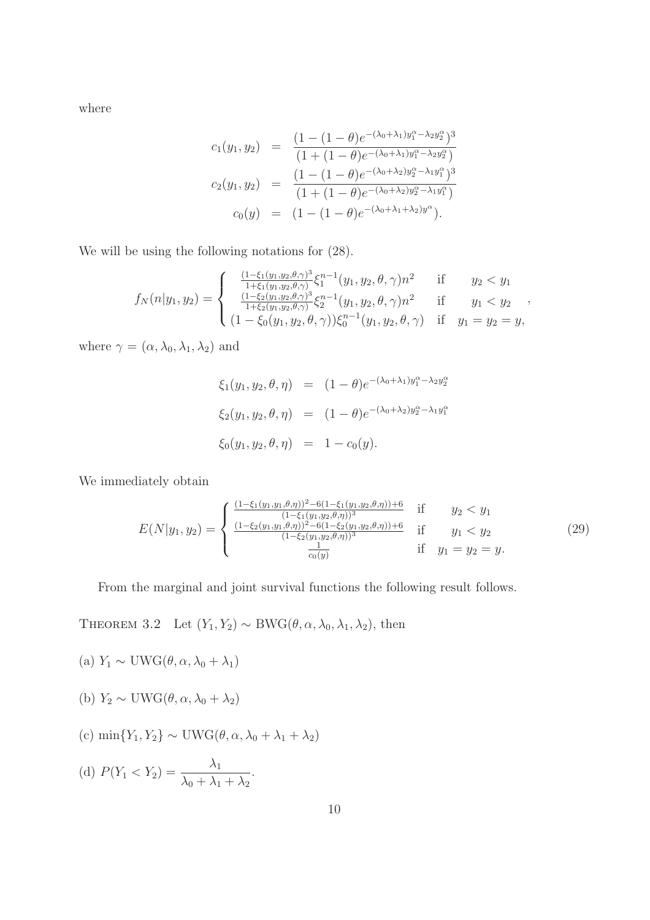where

$$
\begin{aligned}
c_1(y_1, y_2) &= \frac{(1-(1-\theta)e^{-(\lambda_0+\lambda_1)y_1^\alpha - \lambda_2 y_2^\alpha})^3}{(1+(1-\theta)e^{-(\lambda_0+\lambda_1)y_1^\alpha - \lambda_2 y_2^\alpha})} \\
c_2(y_1, y_2) &= \frac{(1-(1-\theta)e^{-(\lambda_0+\lambda_2)y_2^\alpha - \lambda_1 y_1^\alpha})^3}{(1+(1-\theta)e^{-(\lambda_0+\lambda_2)y_2^\alpha - \lambda_1 y_1^\alpha})} \\
c_0(y) &= (1-(1-\theta)e^{-(\lambda_0+\lambda_1+\lambda_2)y^\alpha}).
\end{aligned}
$$

We will be using the following notations for (28).

$$
f_N(n|y_1, y_2) = \begin{cases} \frac{(1-\xi_1(y_1,y_2,\theta,\gamma)^3}{1+\xi_1(y_1,y_2,\theta,\gamma)}\xi_1^{n-1}(y_1, y_2, \theta, \gamma)n^2 & \text{if} \quad y_2 < y_1 \\ \frac{(1-\xi_2(y_1,y_2,\theta,\gamma)^3}{1+\xi_2(y_1,y_2,\theta,\gamma)}\xi_2^{n-1}(y_1, y_2, \theta, \gamma)n^2 & \text{if} \quad y_1 < y_2 \\ (1-\xi_0(y_1, y_2, \theta, \gamma))\xi_0^{n-1}(y_1, y_2, \theta, \gamma) & \text{if} \quad y_1 = y_2 = y, \end{cases},
$$

where $\gamma = (\alpha, \lambda_0, \lambda_1, \lambda_2)$ and

$$
\begin{aligned}
\xi_1(y_1, y_2, \theta, \eta) &= (1-\theta)e^{-(\lambda_0+\lambda_1)y_1^\alpha - \lambda_2 y_2^\alpha} \\
\xi_2(y_1, y_2, \theta, \eta) &= (1-\theta)e^{-(\lambda_0+\lambda_2)y_2^\alpha - \lambda_1 y_1^\alpha} \\
\xi_0(y_1, y_2, \theta, \eta) &= 1 - c_0(y).
\end{aligned}
$$

We immediately obtain

$$
E(N|y_1, y_2) = \begin{cases} \frac{(1-\xi_1(y_1,y_1,\theta,\eta))^2 - 6(1-\xi_1(y_1,y_2,\theta,\eta))+6}{(1-\xi_1(y_1,y_2,\theta,\eta))^3} & \text{if} \quad y_2 < y_1 \\ \frac{(1-\xi_2(y_1,y_1,\theta,\eta))^2 - 6(1-\xi_2(y_1,y_2,\theta,\eta))+6}{(1-\xi_2(y_1,y_2,\theta,\eta))^3} & \text{if} \quad y_1 < y_2 \\ \frac{1}{c_0(y)} & \text{if} \quad y_1 = y_2 = y. \end{cases} \tag{29}
$$

From the marginal and joint survival functions the following result follows.

THEOREM 3.2 Let $(Y_1, Y_2) \sim \text{BWG}(\theta, \alpha, \lambda_0, \lambda_1, \lambda_2)$, then

(a) $Y_1 \sim \text{UWG}(\theta, \alpha, \lambda_0 + \lambda_1)$

(b) $Y_2 \sim \text{UWG}(\theta, \alpha, \lambda_0 + \lambda_2)$

(c) $\min\{Y_1, Y_2\} \sim \text{UWG}(\theta, \alpha, \lambda_0 + \lambda_1 + \lambda_2)$

(d) $P(Y_1 < Y_2) = \dfrac{\lambda_1}{\lambda_0 + \lambda_1 + \lambda_2}$.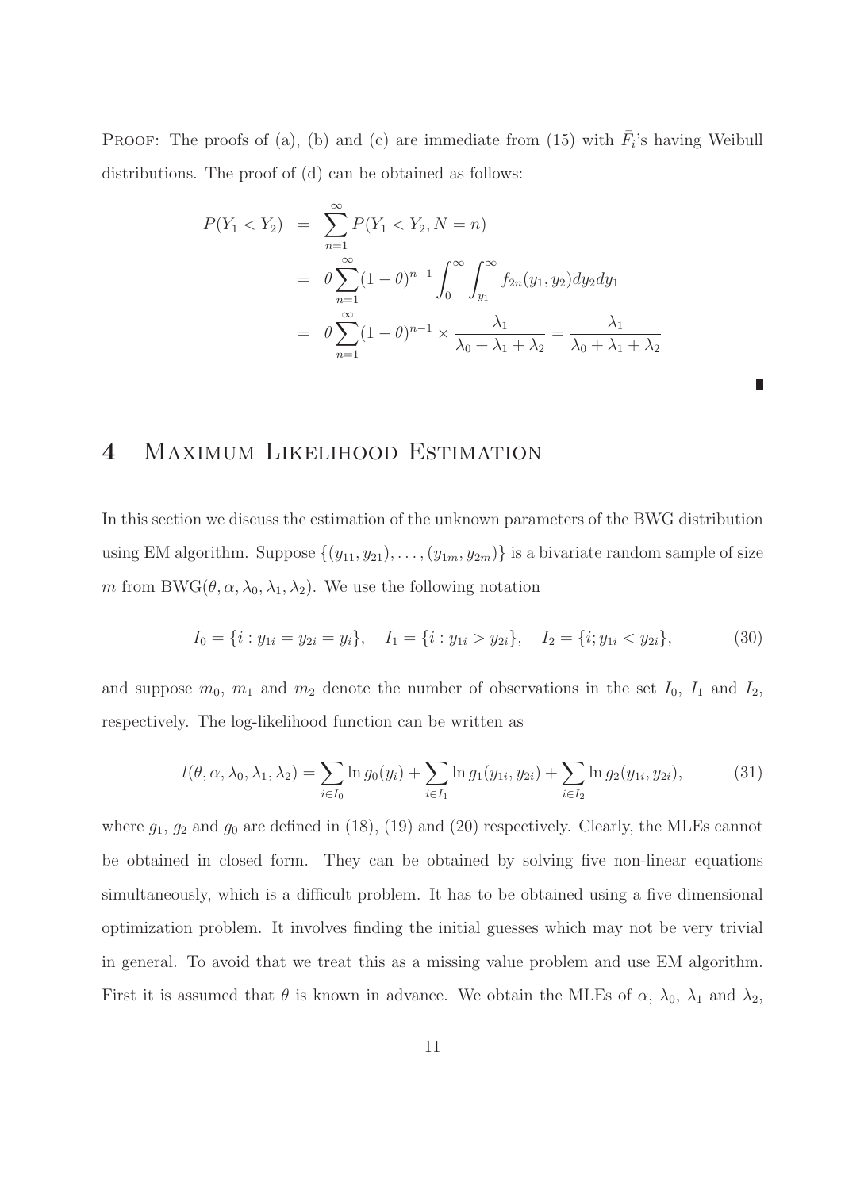PROOF: The proofs of (a), (b) and (c) are immediate from (15) with $\bar{F}_i$'s having Weibull distributions. The proof of (d) can be obtained as follows:

$$
\begin{aligned}
P(Y_1 < Y_2) &= \sum_{n=1}^{\infty} P(Y_1 < Y_2, N = n) \\
&= \theta \sum_{n=1}^{\infty} (1-\theta)^{n-1} \int_0^{\infty} \int_{y_1}^{\infty} f_{2n}(y_1, y_2) dy_2 dy_1 \\
&= \theta \sum_{n=1}^{\infty} (1-\theta)^{n-1} \times \frac{\lambda_1}{\lambda_0 + \lambda_1 + \lambda_2} = \frac{\lambda_1}{\lambda_0 + \lambda_1 + \lambda_2}
\end{aligned}
$$

■

# 4 Maximum Likelihood Estimation

In this section we discuss the estimation of the unknown parameters of the BWG distribution using EM algorithm. Suppose $\{(y_{11}, y_{21}), \ldots, (y_{1m}, y_{2m})\}$ is a bivariate random sample of size $m$ from $\text{BWG}(\theta, \alpha, \lambda_0, \lambda_1, \lambda_2)$. We use the following notation

$$
I_0 = \{i : y_{1i} = y_{2i} = y_i\}, \quad I_1 = \{i : y_{1i} > y_{2i}\}, \quad I_2 = \{i; y_{1i} < y_{2i}\}, \tag{30}
$$

and suppose $m_0$, $m_1$ and $m_2$ denote the number of observations in the set $I_0$, $I_1$ and $I_2$, respectively. The log-likelihood function can be written as

$$
l(\theta, \alpha, \lambda_0, \lambda_1, \lambda_2) = \sum_{i \in I_0} \ln g_0(y_i) + \sum_{i \in I_1} \ln g_1(y_{1i}, y_{2i}) + \sum_{i \in I_2} \ln g_2(y_{1i}, y_{2i}), \tag{31}
$$

where $g_1$, $g_2$ and $g_0$ are defined in (18), (19) and (20) respectively. Clearly, the MLEs cannot be obtained in closed form. They can be obtained by solving five non-linear equations simultaneously, which is a difficult problem. It has to be obtained using a five dimensional optimization problem. It involves finding the initial guesses which may not be very trivial in general. To avoid that we treat this as a missing value problem and use EM algorithm. First it is assumed that $\theta$ is known in advance. We obtain the MLEs of $\alpha$, $\lambda_0$, $\lambda_1$ and $\lambda_2$,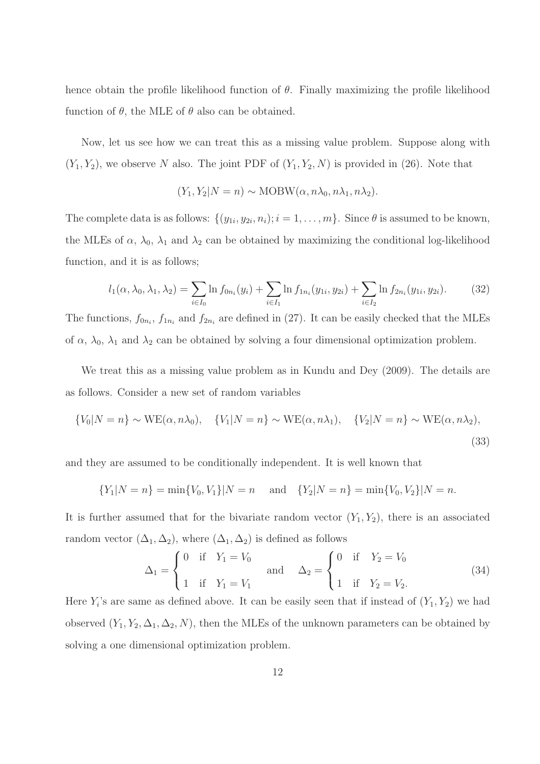hence obtain the profile likelihood function of $\theta$. Finally maximizing the profile likelihood function of $\theta$, the MLE of $\theta$ also can be obtained.

Now, let us see how we can treat this as a missing value problem. Suppose along with $(Y_1, Y_2)$, we observe $N$ also. The joint PDF of $(Y_1, Y_2, N)$ is provided in (26). Note that

$$(Y_1, Y_2 | N = n) \sim \text{MOBW}(\alpha, n\lambda_0, n\lambda_1, n\lambda_2).$$

The complete data is as follows: $\{(y_{1i}, y_{2i}, n_i); i = 1, \ldots, m\}$. Since $\theta$ is assumed to be known, the MLEs of $\alpha$, $\lambda_0$, $\lambda_1$ and $\lambda_2$ can be obtained by maximizing the conditional log-likelihood function, and it is as follows;

$$l_1(\alpha, \lambda_0, \lambda_1, \lambda_2) = \sum_{i \in I_0} \ln f_{0n_i}(y_i) + \sum_{i \in I_1} \ln f_{1n_i}(y_{1i}, y_{2i}) + \sum_{i \in I_2} \ln f_{2n_i}(y_{1i}, y_{2i}). \tag{32}$$

The functions, $f_{0n_i}$, $f_{1n_i}$ and $f_{2n_i}$ are defined in (27). It can be easily checked that the MLEs of $\alpha$, $\lambda_0$, $\lambda_1$ and $\lambda_2$ can be obtained by solving a four dimensional optimization problem.

We treat this as a missing value problem as in Kundu and Dey (2009). The details are as follows. Consider a new set of random variables

$$\{V_0 | N = n\} \sim \text{WE}(\alpha, n\lambda_0), \quad \{V_1 | N = n\} \sim \text{WE}(\alpha, n\lambda_1), \quad \{V_2 | N = n\} \sim \text{WE}(\alpha, n\lambda_2), \tag{33}$$

and they are assumed to be conditionally independent. It is well known that

$$\{Y_1 | N = n\} = \min\{V_0, V_1\} | N = n \quad \text{and} \quad \{Y_2 | N = n\} = \min\{V_0, V_2\} | N = n.$$

It is further assumed that for the bivariate random vector $(Y_1, Y_2)$, there is an associated random vector $(\Delta_1, \Delta_2)$, where $(\Delta_1, \Delta_2)$ is defined as follows

$$\Delta_1 = \begin{cases} 0 & \text{if} \quad Y_1 = V_0 \\ 1 & \text{if} \quad Y_1 = V_1 \end{cases} \quad \text{and} \quad \Delta_2 = \begin{cases} 0 & \text{if} \quad Y_2 = V_0 \\ 1 & \text{if} \quad Y_2 = V_2. \end{cases} \tag{34}$$

Here $Y_i$'s are same as defined above. It can be easily seen that if instead of $(Y_1, Y_2)$ we had observed $(Y_1, Y_2, \Delta_1, \Delta_2, N)$, then the MLEs of the unknown parameters can be obtained by solving a one dimensional optimization problem.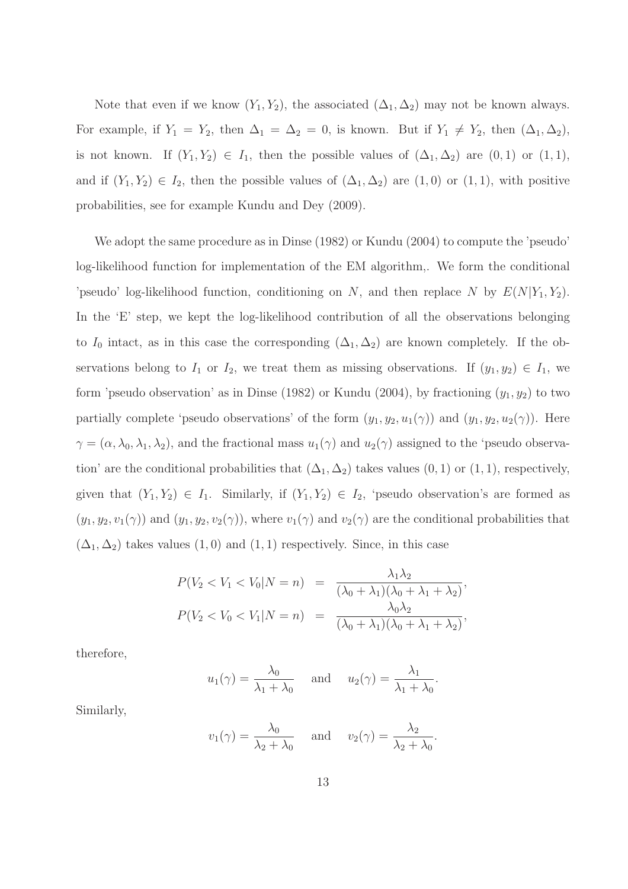Note that even if we know $(Y_1, Y_2)$, the associated $(\Delta_1, \Delta_2)$ may not be known always. For example, if $Y_1 = Y_2$, then $\Delta_1 = \Delta_2 = 0$, is known. But if $Y_1 \neq Y_2$, then $(\Delta_1, \Delta_2)$, is not known. If $(Y_1, Y_2) \in I_1$, then the possible values of $(\Delta_1, \Delta_2)$ are $(0, 1)$ or $(1, 1)$, and if $(Y_1, Y_2) \in I_2$, then the possible values of $(\Delta_1, \Delta_2)$ are $(1, 0)$ or $(1, 1)$, with positive probabilities, see for example Kundu and Dey (2009).

We adopt the same procedure as in Dinse (1982) or Kundu (2004) to compute the 'pseudo' log-likelihood function for implementation of the EM algorithm,. We form the conditional 'pseudo' log-likelihood function, conditioning on $N$, and then replace $N$ by $E(N|Y_1, Y_2)$. In the 'E' step, we kept the log-likelihood contribution of all the observations belonging to $I_0$ intact, as in this case the corresponding $(\Delta_1, \Delta_2)$ are known completely. If the observations belong to $I_1$ or $I_2$, we treat them as missing observations. If $(y_1, y_2) \in I_1$, we form 'pseudo observation' as in Dinse (1982) or Kundu (2004), by fractioning $(y_1, y_2)$ to two partially complete 'pseudo observations' of the form $(y_1, y_2, u_1(\gamma))$ and $(y_1, y_2, u_2(\gamma))$. Here $\gamma = (\alpha, \lambda_0, \lambda_1, \lambda_2)$, and the fractional mass $u_1(\gamma)$ and $u_2(\gamma)$ assigned to the 'pseudo observation' are the conditional probabilities that $(\Delta_1, \Delta_2)$ takes values $(0, 1)$ or $(1, 1)$, respectively, given that $(Y_1, Y_2) \in I_1$. Similarly, if $(Y_1, Y_2) \in I_2$, 'pseudo observation's are formed as $(y_1, y_2, v_1(\gamma))$ and $(y_1, y_2, v_2(\gamma))$, where $v_1(\gamma)$ and $v_2(\gamma)$ are the conditional probabilities that $(\Delta_1, \Delta_2)$ takes values $(1, 0)$ and $(1, 1)$ respectively. Since, in this case

$$
\begin{aligned}
P(V_2 < V_1 < V_0 | N = n) &= \frac{\lambda_1 \lambda_2}{(\lambda_0 + \lambda_1)(\lambda_0 + \lambda_1 + \lambda_2)}, \\
P(V_2 < V_0 < V_1 | N = n) &= \frac{\lambda_0 \lambda_2}{(\lambda_0 + \lambda_1)(\lambda_0 + \lambda_1 + \lambda_2)},
\end{aligned}
$$

therefore,

$$
u_1(\gamma) = \frac{\lambda_0}{\lambda_1 + \lambda_0} \quad \text{and} \quad u_2(\gamma) = \frac{\lambda_1}{\lambda_1 + \lambda_0}.
$$

Similarly,

$$
v_1(\gamma) = \frac{\lambda_0}{\lambda_2 + \lambda_0} \quad \text{and} \quad v_2(\gamma) = \frac{\lambda_2}{\lambda_2 + \lambda_0}.
$$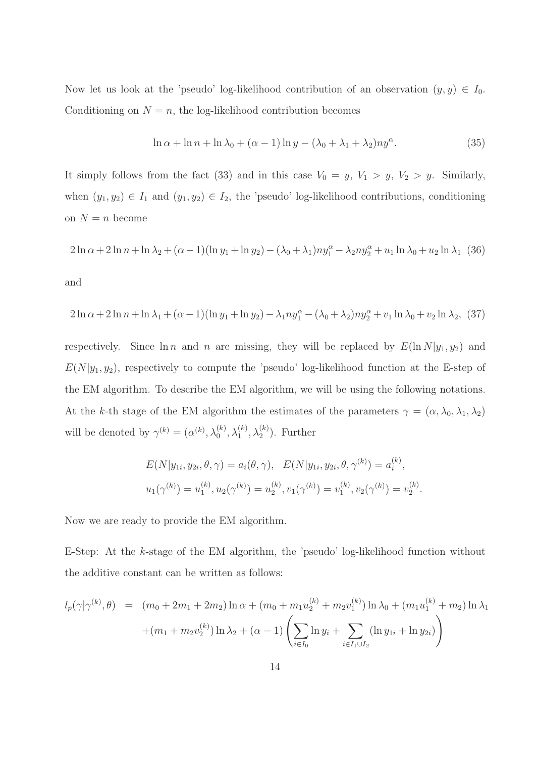Now let us look at the 'pseudo' log-likelihood contribution of an observation $(y, y) \in I_0$. Conditioning on $N = n$, the log-likelihood contribution becomes

$$\ln \alpha + \ln n + \ln \lambda_0 + (\alpha - 1) \ln y - (\lambda_0 + \lambda_1 + \lambda_2) n y^{\alpha}. \tag{35}$$

It simply follows from the fact (33) and in this case $V_0 = y$, $V_1 > y$, $V_2 > y$. Similarly, when $(y_1, y_2) \in I_1$ and $(y_1, y_2) \in I_2$, the 'pseudo' log-likelihood contributions, conditioning on $N = n$ become

$$2 \ln \alpha + 2 \ln n + \ln \lambda_2 + (\alpha - 1)(\ln y_1 + \ln y_2) - (\lambda_0 + \lambda_1) n y_1^{\alpha} - \lambda_2 n y_2^{\alpha} + u_1 \ln \lambda_0 + u_2 \ln \lambda_1 \tag{36}$$

and

$$2 \ln \alpha + 2 \ln n + \ln \lambda_1 + (\alpha - 1)(\ln y_1 + \ln y_2) - \lambda_1 n y_1^{\alpha} - (\lambda_0 + \lambda_2) n y_2^{\alpha} + v_1 \ln \lambda_0 + v_2 \ln \lambda_2, \tag{37}$$

respectively. Since $\ln n$ and $n$ are missing, they will be replaced by $E(\ln N | y_1, y_2)$ and $E(N | y_1, y_2)$, respectively to compute the 'pseudo' log-likelihood function at the E-step of the EM algorithm. To describe the EM algorithm, we will be using the following notations. At the $k$-th stage of the EM algorithm the estimates of the parameters $\gamma = (\alpha, \lambda_0, \lambda_1, \lambda_2)$ will be denoted by $\gamma^{(k)} = (\alpha^{(k)}, \lambda_0^{(k)}, \lambda_1^{(k)}, \lambda_2^{(k)})$. Further

$$E(N | y_{1i}, y_{2i}, \theta, \gamma) = a_i(\theta, \gamma), \quad E(N | y_{1i}, y_{2i}, \theta, \gamma^{(k)}) = a_i^{(k)},$$
$$u_1(\gamma^{(k)}) = u_1^{(k)}, u_2(\gamma^{(k)}) = u_2^{(k)}, v_1(\gamma^{(k)}) = v_1^{(k)}, v_2(\gamma^{(k)}) = v_2^{(k)}.$$

Now we are ready to provide the EM algorithm.

E-Step: At the $k$-stage of the EM algorithm, the 'pseudo' log-likelihood function without the additive constant can be written as follows:

$$\begin{aligned} l_p(\gamma | \gamma^{(k)}, \theta) &= (m_0 + 2m_1 + 2m_2) \ln \alpha + (m_0 + m_1 u_2^{(k)} + m_2 v_1^{(k)}) \ln \lambda_0 + (m_1 u_1^{(k)} + m_2) \ln \lambda_1 \\ &\quad + (m_1 + m_2 v_2^{(k)}) \ln \lambda_2 + (\alpha - 1) \left( \sum_{i \in I_0} \ln y_i + \sum_{i \in I_1 \cup I_2} (\ln y_{1i} + \ln y_{2i}) \right) \end{aligned}$$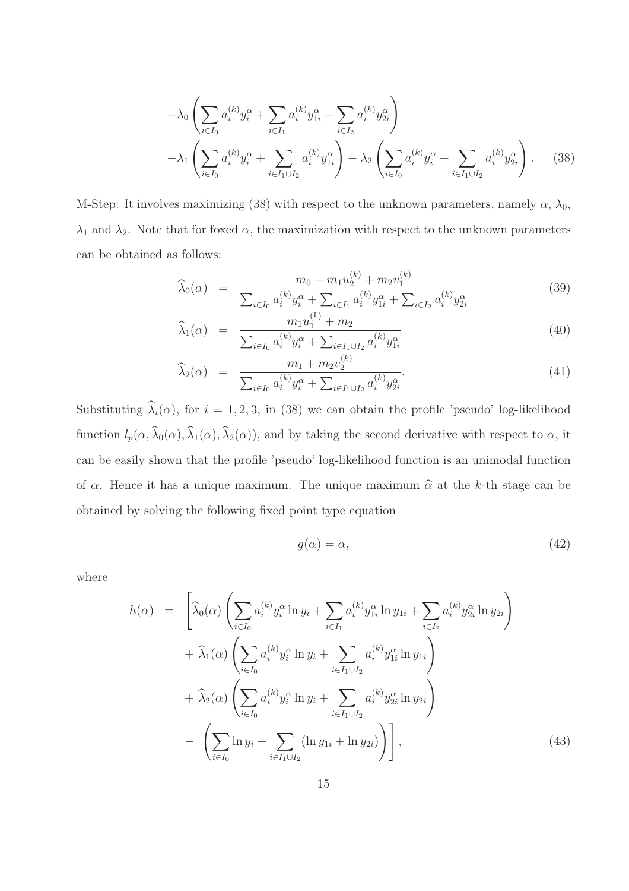$$
-\lambda_0 \left( \sum_{i \in I_0} a_i^{(k)} y_i^{\alpha} + \sum_{i \in I_1} a_i^{(k)} y_{1i}^{\alpha} + \sum_{i \in I_2} a_i^{(k)} y_{2i}^{\alpha} \right)
$$

$$
-\lambda_1 \left( \sum_{i \in I_0} a_i^{(k)} y_i^{\alpha} + \sum_{i \in I_1 \cup I_2} a_i^{(k)} y_{1i}^{\alpha} \right) - \lambda_2 \left( \sum_{i \in I_0} a_i^{(k)} y_i^{\alpha} + \sum_{i \in I_1 \cup I_2} a_i^{(k)} y_{2i}^{\alpha} \right). \tag{38}
$$

M-Step: It involves maximizing (38) with respect to the unknown parameters, namely $\alpha$, $\lambda_0$, $\lambda_1$ and $\lambda_2$. Note that for foxed $\alpha$, the maximization with respect to the unknown parameters can be obtained as follows:

$$
\widehat{\lambda}_0(\alpha) = \frac{m_0 + m_1 u_2^{(k)} + m_2 v_1^{(k)}}{\sum_{i \in I_0} a_i^{(k)} y_i^{\alpha} + \sum_{i \in I_1} a_i^{(k)} y_{1i}^{\alpha} + \sum_{i \in I_2} a_i^{(k)} y_{2i}^{\alpha}} \tag{39}
$$

$$
\widehat{\lambda}_1(\alpha) = \frac{m_1 u_1^{(k)} + m_2}{\sum_{i \in I_0} a_i^{(k)} y_i^{\alpha} + \sum_{i \in I_1 \cup I_2} a_i^{(k)} y_{1i}^{\alpha}} \tag{40}
$$

$$
\widehat{\lambda}_2(\alpha) = \frac{m_1 + m_2 v_2^{(k)}}{\sum_{i \in I_0} a_i^{(k)} y_i^{\alpha} + \sum_{i \in I_1 \cup I_2} a_i^{(k)} y_{2i}^{\alpha}}. \tag{41}
$$

Substituting $\widehat{\lambda}_i(\alpha)$, for $i = 1, 2, 3$, in (38) we can obtain the profile 'pseudo' log-likelihood function $l_p(\alpha, \widehat{\lambda}_0(\alpha), \widehat{\lambda}_1(\alpha), \widehat{\lambda}_2(\alpha))$, and by taking the second derivative with respect to $\alpha$, it can be easily shown that the profile 'pseudo' log-likelihood function is an unimodal function of $\alpha$. Hence it has a unique maximum. The unique maximum $\widehat{\alpha}$ at the $k$-th stage can be obtained by solving the following fixed point type equation

$$
g(\alpha) = \alpha, \tag{42}
$$

where

$$
\begin{aligned}
h(\alpha) = \Bigg[ & \widehat{\lambda}_0(\alpha) \left( \sum_{i \in I_0} a_i^{(k)} y_i^{\alpha} \ln y_i + \sum_{i \in I_1} a_i^{(k)} y_{1i}^{\alpha} \ln y_{1i} + \sum_{i \in I_2} a_i^{(k)} y_{2i}^{\alpha} \ln y_{2i} \right) \\
& + \widehat{\lambda}_1(\alpha) \left( \sum_{i \in I_0} a_i^{(k)} y_i^{\alpha} \ln y_i + \sum_{i \in I_1 \cup I_2} a_i^{(k)} y_{1i}^{\alpha} \ln y_{1i} \right) \\
& + \widehat{\lambda}_2(\alpha) \left( \sum_{i \in I_0} a_i^{(k)} y_i^{\alpha} \ln y_i + \sum_{i \in I_1 \cup I_2} a_i^{(k)} y_{2i}^{\alpha} \ln y_{2i} \right) \\
& - \left( \sum_{i \in I_0} \ln y_i + \sum_{i \in I_1 \cup I_2} (\ln y_{1i} + \ln y_{2i}) \right) \Bigg],
\end{aligned} \tag{43}
$$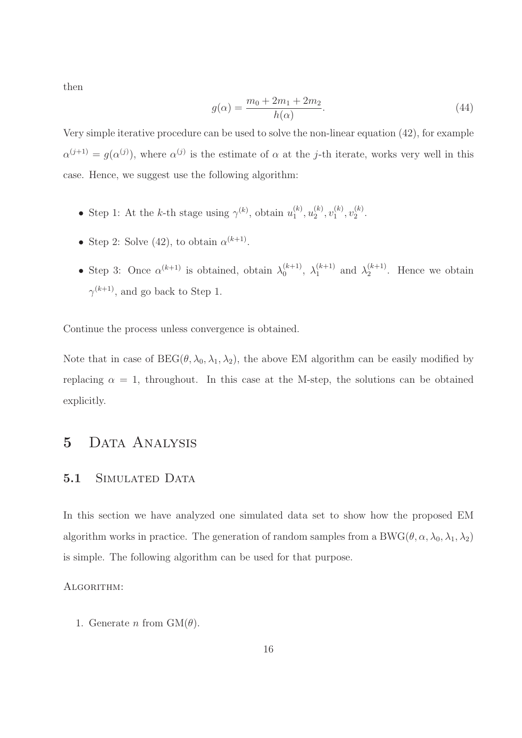then

$$g(\alpha) = \frac{m_0 + 2m_1 + 2m_2}{h(\alpha)}. \tag{44}$$

Very simple iterative procedure can be used to solve the non-linear equation (42), for example $\alpha^{(j+1)} = g(\alpha^{(j)})$, where $\alpha^{(j)}$ is the estimate of $\alpha$ at the $j$-th iterate, works very well in this case. Hence, we suggest use the following algorithm:

- Step 1: At the $k$-th stage using $\gamma^{(k)}$, obtain $u_1^{(k)}, u_2^{(k)}, v_1^{(k)}, v_2^{(k)}$.
- Step 2: Solve (42), to obtain $\alpha^{(k+1)}$.
- Step 3: Once $\alpha^{(k+1)}$ is obtained, obtain $\lambda_0^{(k+1)}$, $\lambda_1^{(k+1)}$ and $\lambda_2^{(k+1)}$. Hence we obtain $\gamma^{(k+1)}$, and go back to Step 1.

Continue the process unless convergence is obtained.

Note that in case of $\text{BEG}(\theta, \lambda_0, \lambda_1, \lambda_2)$, the above EM algorithm can be easily modified by replacing $\alpha = 1$, throughout. In this case at the M-step, the solutions can be obtained explicitly.

# 5 Data Analysis

## 5.1 Simulated Data

In this section we have analyzed one simulated data set to show how the proposed EM algorithm works in practice. The generation of random samples from a $\text{BWG}(\theta, \alpha, \lambda_0, \lambda_1, \lambda_2)$ is simple. The following algorithm can be used for that purpose.

Algorithm:

1. Generate $n$ from $\text{GM}(\theta)$.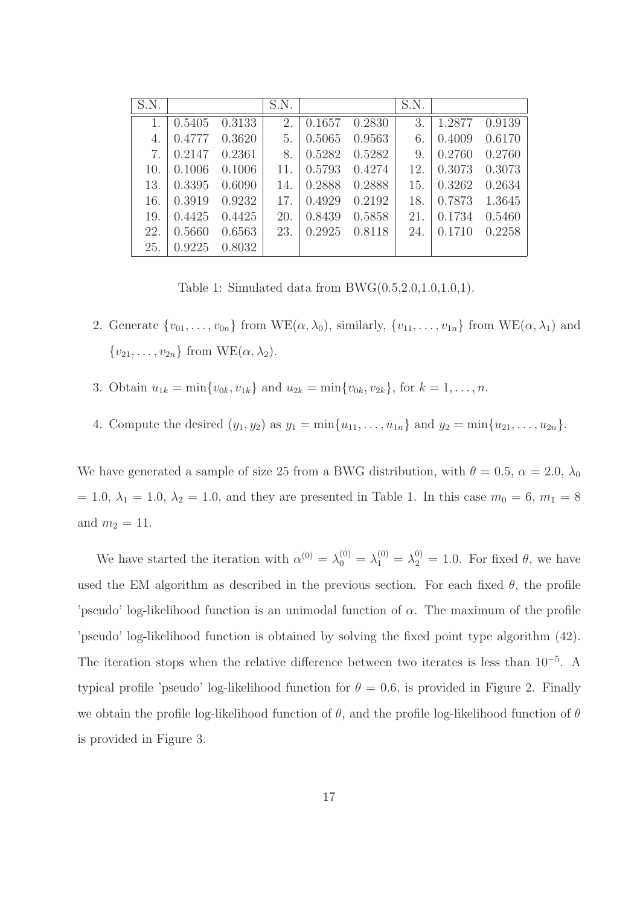| S.N. | | | S.N. | | | S.N. | | |
|---|---|---|---|---|---|---|---|---|
| 1. | 0.5405 | 0.3133 | 2. | 0.1657 | 0.2830 | 3. | 1.2877 | 0.9139 |
| 4. | 0.4777 | 0.3620 | 5. | 0.5065 | 0.9563 | 6. | 0.4009 | 0.6170 |
| 7. | 0.2147 | 0.2361 | 8. | 0.5282 | 0.5282 | 9. | 0.2760 | 0.2760 |
| 10. | 0.1006 | 0.1006 | 11. | 0.5793 | 0.4274 | 12. | 0.3073 | 0.3073 |
| 13. | 0.3395 | 0.6090 | 14. | 0.2888 | 0.2888 | 15. | 0.3262 | 0.2634 |
| 16. | 0.3919 | 0.9232 | 17. | 0.4929 | 0.2192 | 18. | 0.7873 | 1.3645 |
| 19. | 0.4425 | 0.4425 | 20. | 0.8439 | 0.5858 | 21. | 0.1734 | 0.5460 |
| 22. | 0.5660 | 0.6563 | 23. | 0.2925 | 0.8118 | 24. | 0.1710 | 0.2258 |
| 25. | 0.9225 | 0.8032 | | | | | | |

Table 1: Simulated data from BWG(0.5,2.0,1.0,1.0,1).

2. Generate $\{v_{01}, \ldots, v_{0n}\}$ from WE$(\alpha, \lambda_0)$, similarly, $\{v_{11}, \ldots, v_{1n}\}$ from WE$(\alpha, \lambda_1)$ and $\{v_{21}, \ldots, v_{2n}\}$ from WE$(\alpha, \lambda_2)$.

3. Obtain $u_{1k} = \min\{v_{0k}, v_{1k}\}$ and $u_{2k} = \min\{v_{0k}, v_{2k}\}$, for $k = 1, \ldots, n$.

4. Compute the desired $(y_1, y_2)$ as $y_1 = \min\{u_{11}, \ldots, u_{1n}\}$ and $y_2 = \min\{u_{21}, \ldots, u_{2n}\}$.

We have generated a sample of size 25 from a BWG distribution, with $\theta = 0.5$, $\alpha = 2.0$, $\lambda_0 = 1.0$, $\lambda_1 = 1.0$, $\lambda_2 = 1.0$, and they are presented in Table 1. In this case $m_0 = 6$, $m_1 = 8$ and $m_2 = 11$.

We have started the iteration with $\alpha^{(0)} = \lambda_0^{(0)} = \lambda_1^{(0)} = \lambda_2^{0)} = 1.0$. For fixed $\theta$, we have used the EM algorithm as described in the previous section. For each fixed $\theta$, the profile 'pseudo' log-likelihood function is an unimodal function of $\alpha$. The maximum of the profile 'pseudo' log-likelihood function is obtained by solving the fixed point type algorithm (42). The iteration stops when the relative difference between two iterates is less than $10^{-5}$. A typical profile 'pseudo' log-likelihood function for $\theta = 0.6$, is provided in Figure 2. Finally we obtain the profile log-likelihood function of $\theta$, and the profile log-likelihood function of $\theta$ is provided in Figure 3.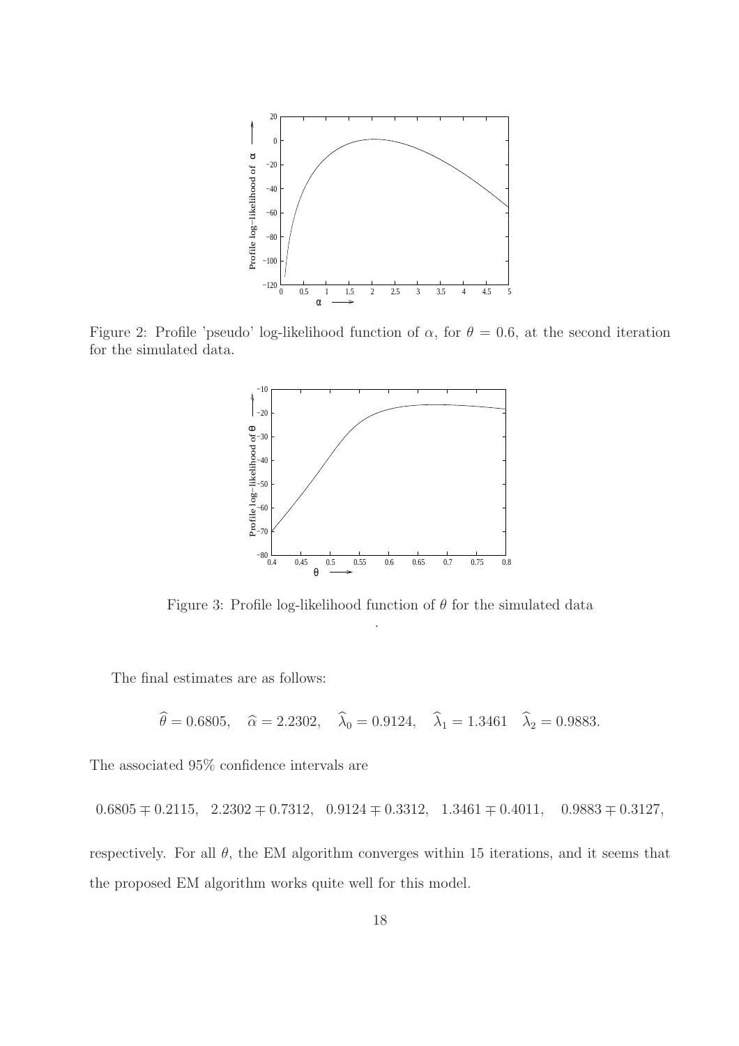Figure 2: Profile 'pseudo' log-likelihood function of $\alpha$, for $\theta = 0.6$, at the second iteration for the simulated data.

Figure 3: Profile log-likelihood function of $\theta$ for the simulated data

.

The final estimates are as follows:

$$\widehat{\theta} = 0.6805, \quad \widehat{\alpha} = 2.2302, \quad \widehat{\lambda}_0 = 0.9124, \quad \widehat{\lambda}_1 = 1.3461 \quad \widehat{\lambda}_2 = 0.9883.$$

The associated 95% confidence intervals are

$$0.6805 \mp 0.2115, \quad 2.2302 \mp 0.7312, \quad 0.9124 \mp 0.3312, \quad 1.3461 \mp 0.4011, \quad 0.9883 \mp 0.3127,$$

respectively. For all $\theta$, the EM algorithm converges within 15 iterations, and it seems that the proposed EM algorithm works quite well for this model.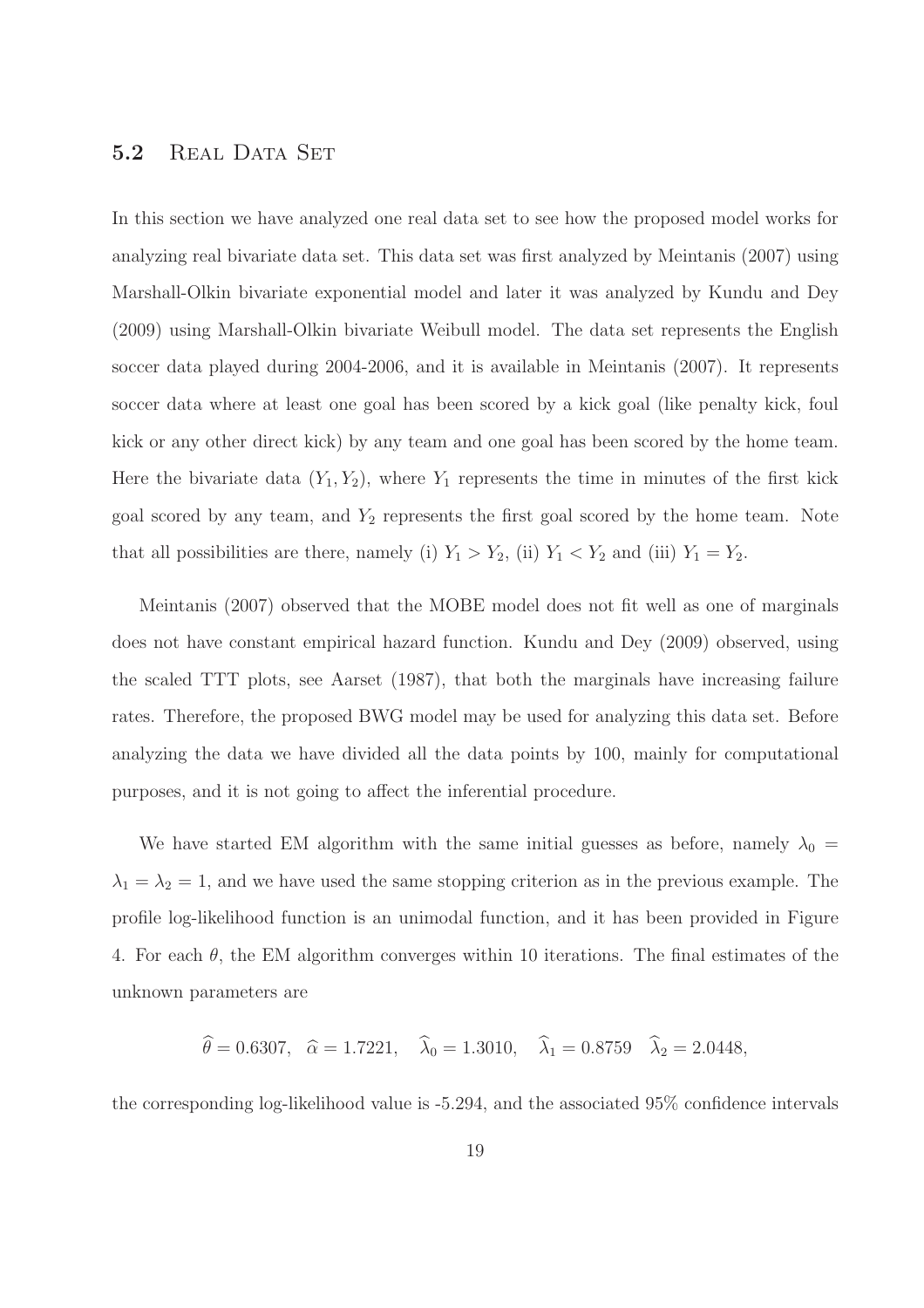## 5.2 Real Data Set

In this section we have analyzed one real data set to see how the proposed model works for analyzing real bivariate data set. This data set was first analyzed by Meintanis (2007) using Marshall-Olkin bivariate exponential model and later it was analyzed by Kundu and Dey (2009) using Marshall-Olkin bivariate Weibull model. The data set represents the English soccer data played during 2004-2006, and it is available in Meintanis (2007). It represents soccer data where at least one goal has been scored by a kick goal (like penalty kick, foul kick or any other direct kick) by any team and one goal has been scored by the home team. Here the bivariate data $(Y_1, Y_2)$, where $Y_1$ represents the time in minutes of the first kick goal scored by any team, and $Y_2$ represents the first goal scored by the home team. Note that all possibilities are there, namely (i) $Y_1 > Y_2$, (ii) $Y_1 < Y_2$ and (iii) $Y_1 = Y_2$.

Meintanis (2007) observed that the MOBE model does not fit well as one of marginals does not have constant empirical hazard function. Kundu and Dey (2009) observed, using the scaled TTT plots, see Aarset (1987), that both the marginals have increasing failure rates. Therefore, the proposed BWG model may be used for analyzing this data set. Before analyzing the data we have divided all the data points by 100, mainly for computational purposes, and it is not going to affect the inferential procedure.

We have started EM algorithm with the same initial guesses as before, namely $\lambda_0 = \lambda_1 = \lambda_2 = 1$, and we have used the same stopping criterion as in the previous example. The profile log-likelihood function is an unimodal function, and it has been provided in Figure 4. For each $\theta$, the EM algorithm converges within 10 iterations. The final estimates of the unknown parameters are

$$\widehat{\theta} = 0.6307, \quad \widehat{\alpha} = 1.7221, \quad \widehat{\lambda}_0 = 1.3010, \quad \widehat{\lambda}_1 = 0.8759 \quad \widehat{\lambda}_2 = 2.0448,$$

the corresponding log-likelihood value is -5.294, and the associated 95% confidence intervals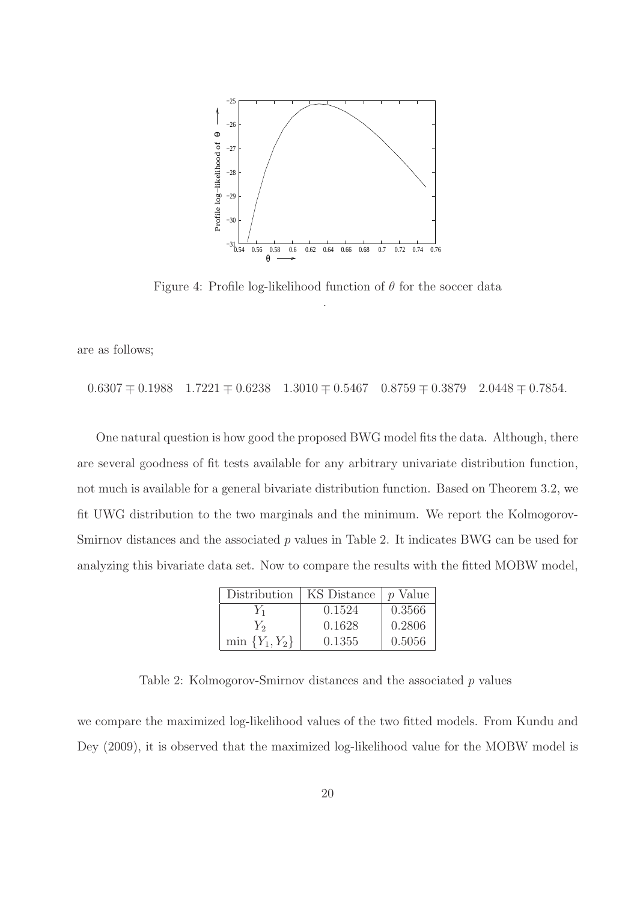Figure 4: Profile log-likelihood function of $\theta$ for the soccer data

are as follows;

$$0.6307 \mp 0.1988 \quad 1.7221 \mp 0.6238 \quad 1.3010 \mp 0.5467 \quad 0.8759 \mp 0.3879 \quad 2.0448 \mp 0.7854.$$

One natural question is how good the proposed BWG model fits the data. Although, there are several goodness of fit tests available for any arbitrary univariate distribution function, not much is available for a general bivariate distribution function. Based on Theorem 3.2, we fit UWG distribution to the two marginals and the minimum. We report the Kolmogorov-Smirnov distances and the associated $p$ values in Table 2. It indicates BWG can be used for analyzing this bivariate data set. Now to compare the results with the fitted MOBW model,

| Distribution | KS Distance | $p$ Value |
|---|---|---|
| $Y_1$ | 0.1524 | 0.3566 |
| $Y_2$ | 0.1628 | 0.2806 |
| $\min\{Y_1, Y_2\}$ | 0.1355 | 0.5056 |

Table 2: Kolmogorov-Smirnov distances and the associated $p$ values

we compare the maximized log-likelihood values of the two fitted models. From Kundu and Dey (2009), it is observed that the maximized log-likelihood value for the MOBW model is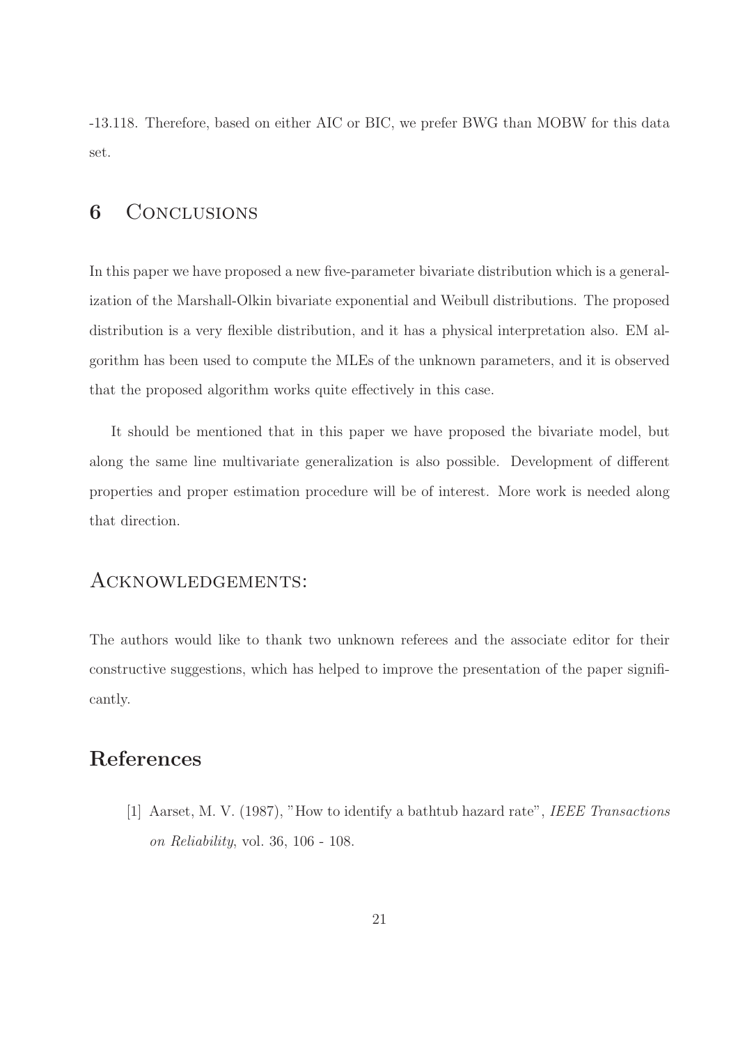-13.118. Therefore, based on either AIC or BIC, we prefer BWG than MOBW for this data set.

## 6 Conclusions

In this paper we have proposed a new five-parameter bivariate distribution which is a generalization of the Marshall-Olkin bivariate exponential and Weibull distributions. The proposed distribution is a very flexible distribution, and it has a physical interpretation also. EM algorithm has been used to compute the MLEs of the unknown parameters, and it is observed that the proposed algorithm works quite effectively in this case.

It should be mentioned that in this paper we have proposed the bivariate model, but along the same line multivariate generalization is also possible. Development of different properties and proper estimation procedure will be of interest. More work is needed along that direction.

## Acknowledgements:

The authors would like to thank two unknown referees and the associate editor for their constructive suggestions, which has helped to improve the presentation of the paper significantly.

# References

[1] Aarset, M. V. (1987), "How to identify a bathtub hazard rate", *IEEE Transactions on Reliability*, vol. 36, 106 - 108.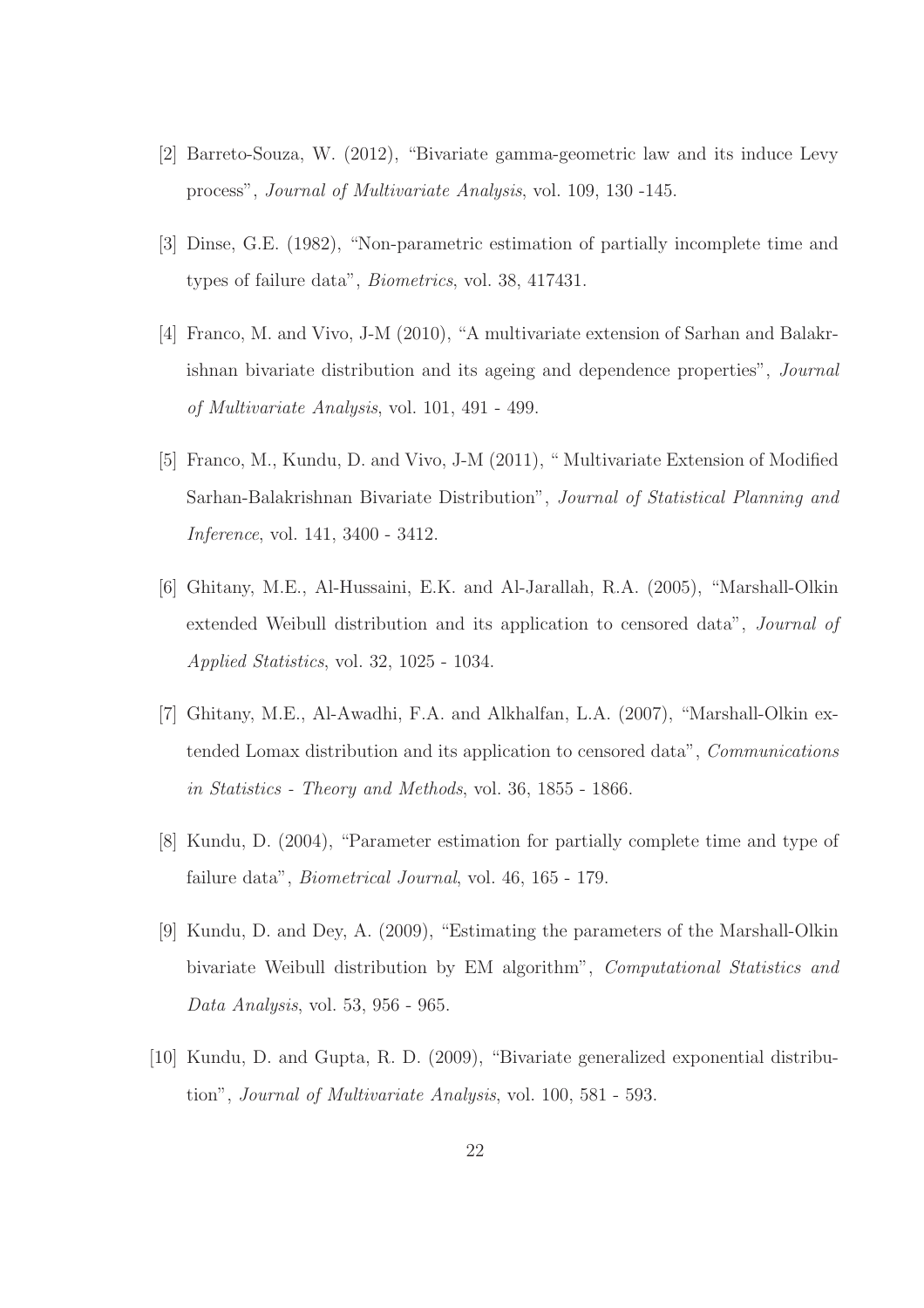[2] Barreto-Souza, W. (2012), "Bivariate gamma-geometric law and its induce Levy process", *Journal of Multivariate Analysis*, vol. 109, 130 -145.

[3] Dinse, G.E. (1982), "Non-parametric estimation of partially incomplete time and types of failure data", *Biometrics*, vol. 38, 417431.

[4] Franco, M. and Vivo, J-M (2010), "A multivariate extension of Sarhan and Balakrishnan bivariate distribution and its ageing and dependence properties", *Journal of Multivariate Analysis*, vol. 101, 491 - 499.

[5] Franco, M., Kundu, D. and Vivo, J-M (2011), " Multivariate Extension of Modified Sarhan-Balakrishnan Bivariate Distribution", *Journal of Statistical Planning and Inference*, vol. 141, 3400 - 3412.

[6] Ghitany, M.E., Al-Hussaini, E.K. and Al-Jarallah, R.A. (2005), "Marshall-Olkin extended Weibull distribution and its application to censored data", *Journal of Applied Statistics*, vol. 32, 1025 - 1034.

[7] Ghitany, M.E., Al-Awadhi, F.A. and Alkhalfan, L.A. (2007), "Marshall-Olkin extended Lomax distribution and its application to censored data", *Communications in Statistics - Theory and Methods*, vol. 36, 1855 - 1866.

[8] Kundu, D. (2004), "Parameter estimation for partially complete time and type of failure data", *Biometrical Journal*, vol. 46, 165 - 179.

[9] Kundu, D. and Dey, A. (2009), "Estimating the parameters of the Marshall-Olkin bivariate Weibull distribution by EM algorithm", *Computational Statistics and Data Analysis*, vol. 53, 956 - 965.

[10] Kundu, D. and Gupta, R. D. (2009), "Bivariate generalized exponential distribution", *Journal of Multivariate Analysis*, vol. 100, 581 - 593.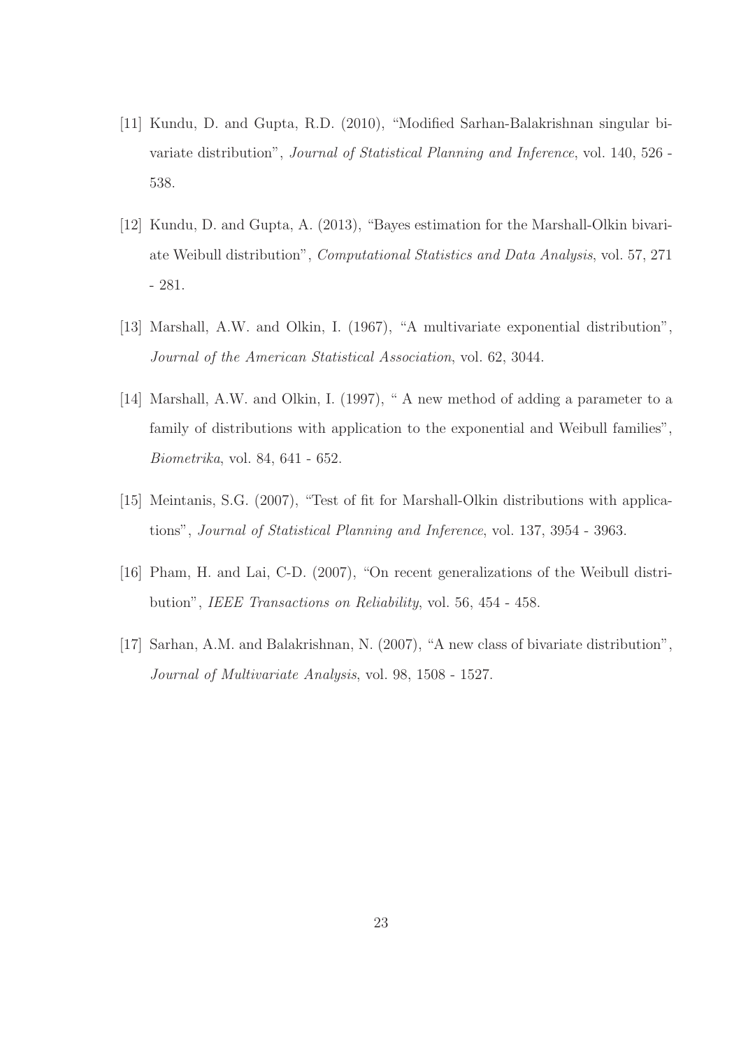[11] Kundu, D. and Gupta, R.D. (2010), "Modified Sarhan-Balakrishnan singular bivariate distribution", *Journal of Statistical Planning and Inference*, vol. 140, 526 - 538.

[12] Kundu, D. and Gupta, A. (2013), "Bayes estimation for the Marshall-Olkin bivariate Weibull distribution", *Computational Statistics and Data Analysis*, vol. 57, 271 - 281.

[13] Marshall, A.W. and Olkin, I. (1967), "A multivariate exponential distribution", *Journal of the American Statistical Association*, vol. 62, 3044.

[14] Marshall, A.W. and Olkin, I. (1997), " A new method of adding a parameter to a family of distributions with application to the exponential and Weibull families", *Biometrika*, vol. 84, 641 - 652.

[15] Meintanis, S.G. (2007), "Test of fit for Marshall-Olkin distributions with applications", *Journal of Statistical Planning and Inference*, vol. 137, 3954 - 3963.

[16] Pham, H. and Lai, C-D. (2007), "On recent generalizations of the Weibull distribution", *IEEE Transactions on Reliability*, vol. 56, 454 - 458.

[17] Sarhan, A.M. and Balakrishnan, N. (2007), "A new class of bivariate distribution", *Journal of Multivariate Analysis*, vol. 98, 1508 - 1527.